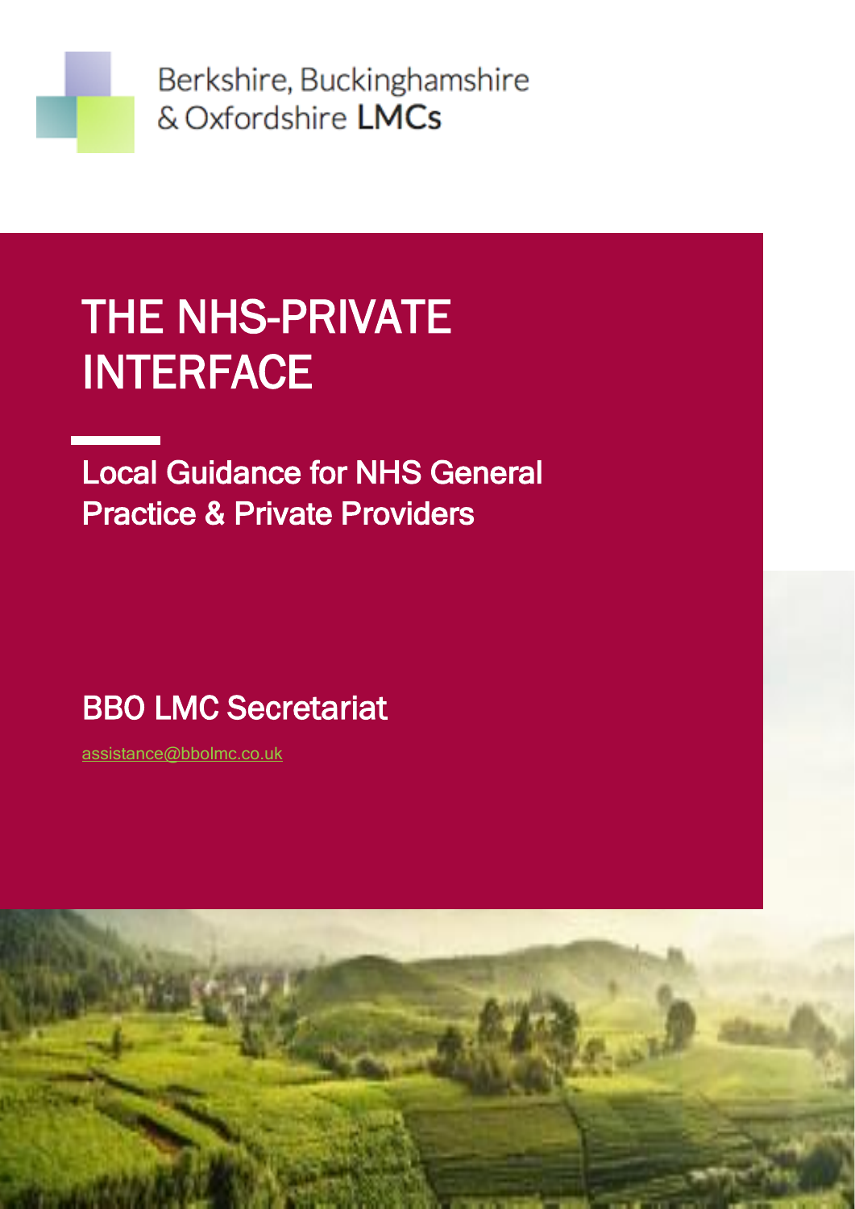Berkshire, Buckinghamshire & Oxfordshire **LMCs**

# THE NHS-PRIVATE INTERFACE

## Local Guidance for NHS General Practice & Private Providers

### BBO LMC Secretariat

assistance@bbolmc.co.uk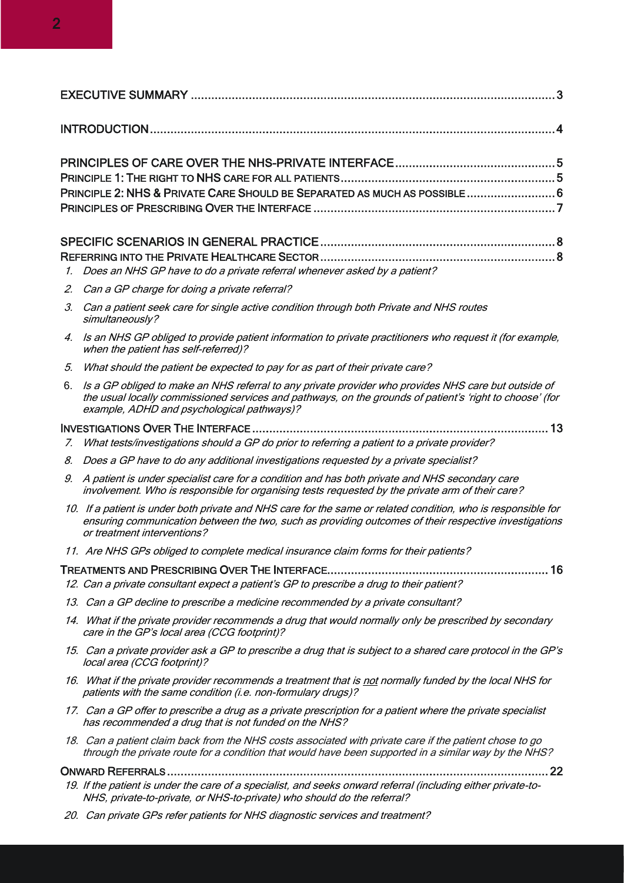EXECUTIVE SUMMARY ............................................................................................................3

INTRODUCTION....................................................................................................................4

PRINCIPLES OF CARE OVER THE NHS-PRIVATE INTERFACE ..............................................5
PRINCIPLE 1: THE RIGHT TO NHS CARE FOR ALL PATIENTS ..............................................5
PRINCIPLE 2: NHS & PRIVATE CARE SHOULD BE SEPARATED AS MUCH AS POSSIBLE ..........................6
PRINCIPLES OF PRESCRIBING OVER THE INTERFACE .......................................................7

SPECIFIC SCENARIOS IN GENERAL PRACTICE ....................................................................8
REFERRING INTO THE PRIVATE HEALTHCARE SECTOR ....................................................................8

1. *Does an NHS GP have to do a private referral whenever asked by a patient?*
2. *Can a GP charge for doing a private referral?*
3. *Can a patient seek care for single active condition through both Private and NHS routes simultaneously?*
4. *Is an NHS GP obliged to provide patient information to private practitioners who request it (for example, when the patient has self-referred)?*
5. *What should the patient be expected to pay for as part of their private care?*
6. *Is a GP obliged to make an NHS referral to any private provider who provides NHS care but outside of the usual locally commissioned services and pathways, on the grounds of patient's 'right to choose' (for example, ADHD and psychological pathways)?*

INVESTIGATIONS OVER THE INTERFACE ........................................................................................13

7. *What tests/investigations should a GP do prior to referring a patient to a private provider?*
8. *Does a GP have to do any additional investigations requested by a private specialist?*
9. *A patient is under specialist care for a condition and has both private and NHS secondary care involvement. Who is responsible for organising tests requested by the private arm of their care?*
10. *If a patient is under both private and NHS care for the same or related condition, who is responsible for ensuring communication between the two, such as providing outcomes of their respective investigations or treatment interventions?*
11. *Are NHS GPs obliged to complete medical insurance claim forms for their patients?*

TREATMENTS AND PRESCRIBING OVER THE INTERFACE................................................................16

12. *Can a private consultant expect a patient's GP to prescribe a drug to their patient?*
13. *Can a GP decline to prescribe a medicine recommended by a private consultant?*
14. *What if the private provider recommends a drug that would normally only be prescribed by secondary care in the GP's local area (CCG footprint)?*
15. *Can a private provider ask a GP to prescribe a drug that is subject to a shared care protocol in the GP's local area (CCG footprint)?*
16. *What if the private provider recommends a treatment that is not normally funded by the local NHS for patients with the same condition (i.e. non-formulary drugs)?*
17. *Can a GP offer to prescribe a drug as a private prescription for a patient where the private specialist has recommended a drug that is not funded on the NHS?*
18. *Can a patient claim back from the NHS costs associated with private care if the patient chose to go through the private route for a condition that would have been supported in a similar way by the NHS?*

ONWARD REFERRALS ..................................................................................................................22

19. *If the patient is under the care of a specialist, and seeks onward referral (including either private-to-NHS, private-to-private, or NHS-to-private) who should do the referral?*
20. *Can private GPs refer patients for NHS diagnostic services and treatment?*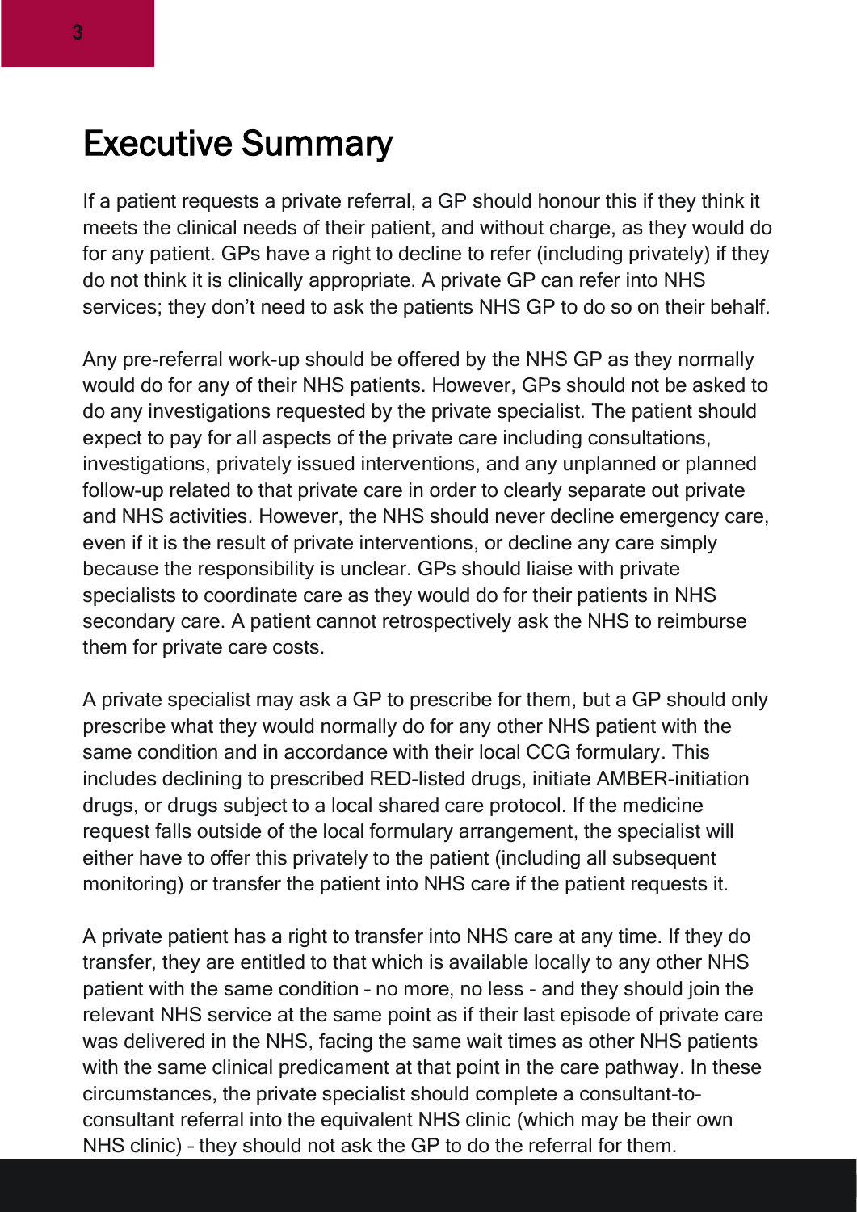# Executive Summary

If a patient requests a private referral, a GP should honour this if they think it meets the clinical needs of their patient, and without charge, as they would do for any patient. GPs have a right to decline to refer (including privately) if they do not think it is clinically appropriate. A private GP can refer into NHS services; they don't need to ask the patients NHS GP to do so on their behalf.

Any pre-referral work-up should be offered by the NHS GP as they normally would do for any of their NHS patients. However, GPs should not be asked to do any investigations requested by the private specialist. The patient should expect to pay for all aspects of the private care including consultations, investigations, privately issued interventions, and any unplanned or planned follow-up related to that private care in order to clearly separate out private and NHS activities. However, the NHS should never decline emergency care, even if it is the result of private interventions, or decline any care simply because the responsibility is unclear. GPs should liaise with private specialists to coordinate care as they would do for their patients in NHS secondary care. A patient cannot retrospectively ask the NHS to reimburse them for private care costs.

A private specialist may ask a GP to prescribe for them, but a GP should only prescribe what they would normally do for any other NHS patient with the same condition and in accordance with their local CCG formulary. This includes declining to prescribed RED-listed drugs, initiate AMBER-initiation drugs, or drugs subject to a local shared care protocol. If the medicine request falls outside of the local formulary arrangement, the specialist will either have to offer this privately to the patient (including all subsequent monitoring) or transfer the patient into NHS care if the patient requests it.

A private patient has a right to transfer into NHS care at any time. If they do transfer, they are entitled to that which is available locally to any other NHS patient with the same condition – no more, no less - and they should join the relevant NHS service at the same point as if their last episode of private care was delivered in the NHS, facing the same wait times as other NHS patients with the same clinical predicament at that point in the care pathway. In these circumstances, the private specialist should complete a consultant-to-consultant referral into the equivalent NHS clinic (which may be their own NHS clinic) – they should not ask the GP to do the referral for them.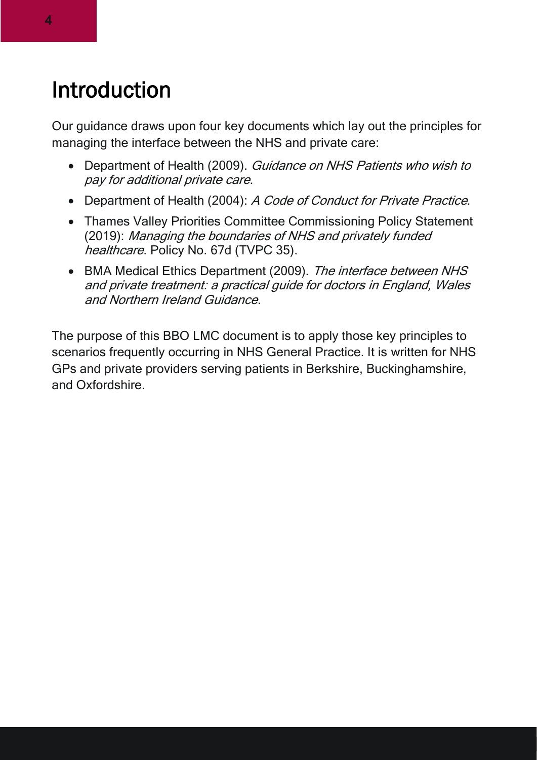# Introduction

Our guidance draws upon four key documents which lay out the principles for managing the interface between the NHS and private care:

- Department of Health (2009). *Guidance on NHS Patients who wish to pay for additional private care*.
- Department of Health (2004): *A Code of Conduct for Private Practice*.
- Thames Valley Priorities Committee Commissioning Policy Statement (2019): *Managing the boundaries of NHS and privately funded healthcare*. Policy No. 67d (TVPC 35).
- BMA Medical Ethics Department (2009). *The interface between NHS and private treatment: a practical guide for doctors in England, Wales and Northern Ireland Guidance*.

The purpose of this BBO LMC document is to apply those key principles to scenarios frequently occurring in NHS General Practice. It is written for NHS GPs and private providers serving patients in Berkshire, Buckinghamshire, and Oxfordshire.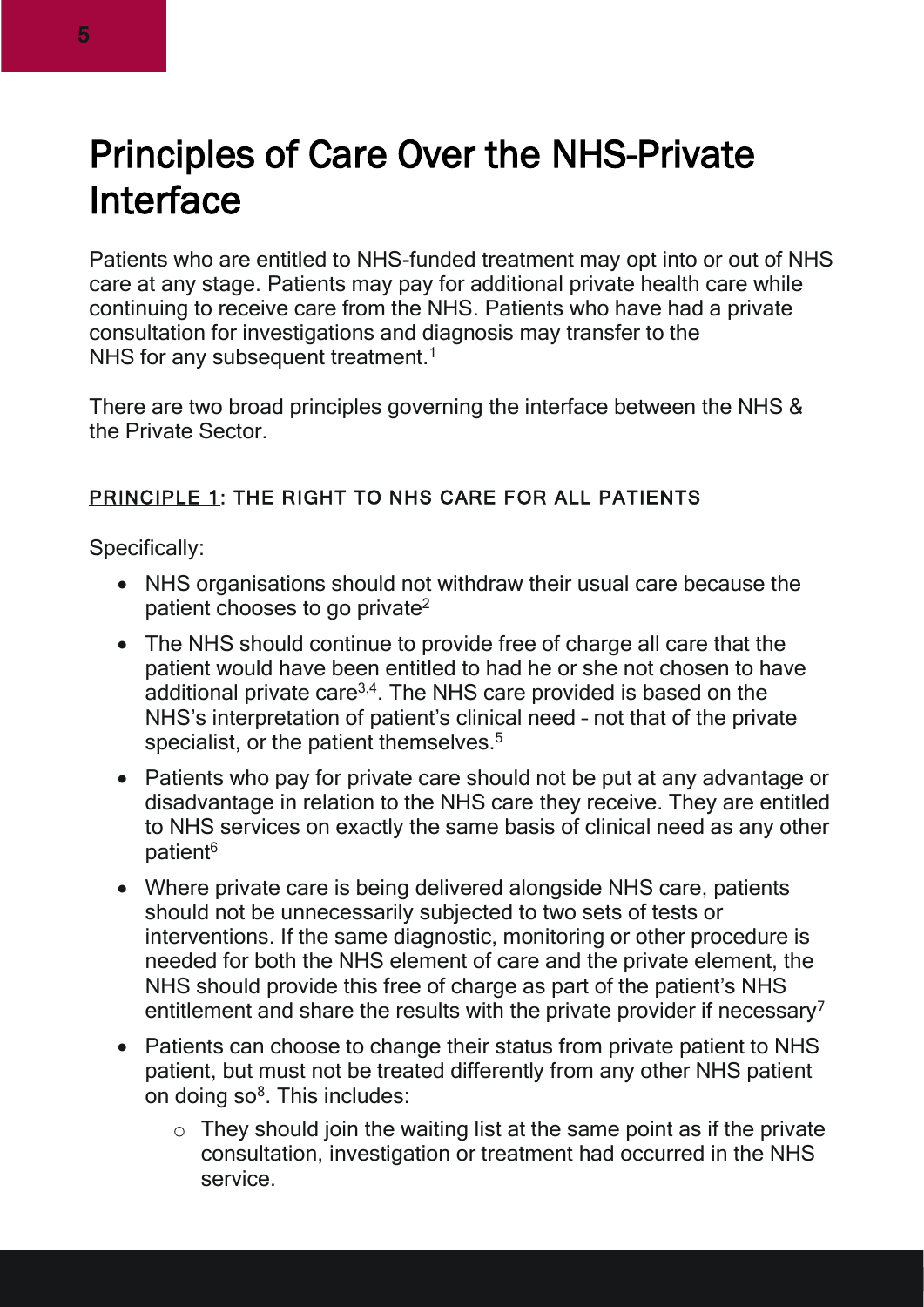# Principles of Care Over the NHS-Private Interface

Patients who are entitled to NHS-funded treatment may opt into or out of NHS care at any stage. Patients may pay for additional private health care while continuing to receive care from the NHS. Patients who have had a private consultation for investigations and diagnosis may transfer to the NHS for any subsequent treatment.[1]

There are two broad principles governing the interface between the NHS & the Private Sector.

## PRINCIPLE 1: THE RIGHT TO NHS CARE FOR ALL PATIENTS

Specifically:

- NHS organisations should not withdraw their usual care because the patient chooses to go private[2]
- The NHS should continue to provide free of charge all care that the patient would have been entitled to had he or she not chosen to have additional private care[3,4]. The NHS care provided is based on the NHS's interpretation of patient's clinical need – not that of the private specialist, or the patient themselves.[5]
- Patients who pay for private care should not be put at any advantage or disadvantage in relation to the NHS care they receive. They are entitled to NHS services on exactly the same basis of clinical need as any other patient[6]
- Where private care is being delivered alongside NHS care, patients should not be unnecessarily subjected to two sets of tests or interventions. If the same diagnostic, monitoring or other procedure is needed for both the NHS element of care and the private element, the NHS should provide this free of charge as part of the patient's NHS entitlement and share the results with the private provider if necessary[7]
- Patients can choose to change their status from private patient to NHS patient, but must not be treated differently from any other NHS patient on doing so[8]. This includes:
  - They should join the waiting list at the same point as if the private consultation, investigation or treatment had occurred in the NHS service.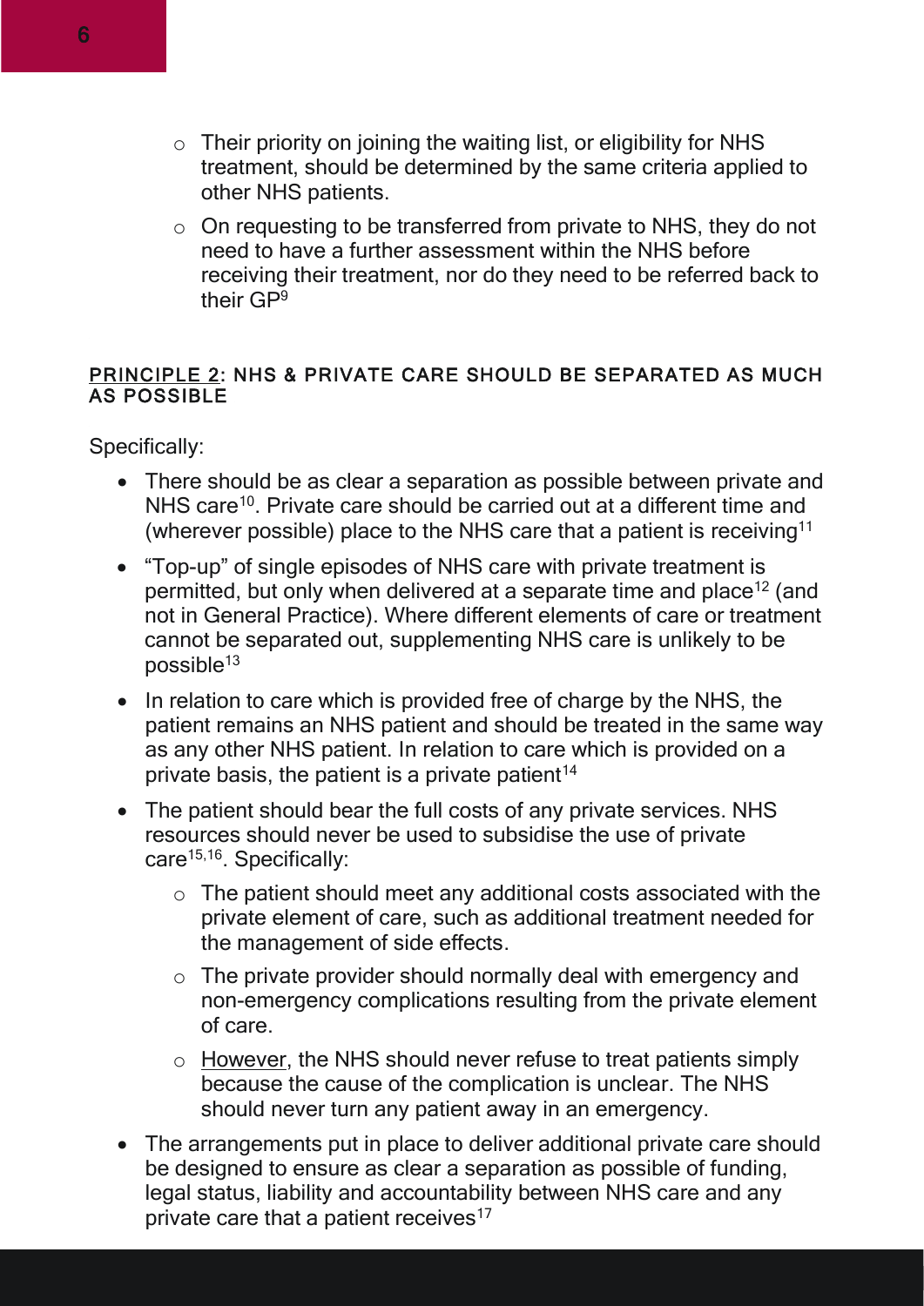- Their priority on joining the waiting list, or eligibility for NHS treatment, should be determined by the same criteria applied to other NHS patients.
- On requesting to be transferred from private to NHS, they do not need to have a further assessment within the NHS before receiving their treatment, nor do they need to be referred back to their GP[9]

## PRINCIPLE 2: NHS & PRIVATE CARE SHOULD BE SEPARATED AS MUCH AS POSSIBLE

Specifically:

- There should be as clear a separation as possible between private and NHS care[10]. Private care should be carried out at a different time and (wherever possible) place to the NHS care that a patient is receiving[11]
- "Top-up" of single episodes of NHS care with private treatment is permitted, but only when delivered at a separate time and place[12] (and not in General Practice). Where different elements of care or treatment cannot be separated out, supplementing NHS care is unlikely to be possible[13]
- In relation to care which is provided free of charge by the NHS, the patient remains an NHS patient and should be treated in the same way as any other NHS patient. In relation to care which is provided on a private basis, the patient is a private patient[14]
- The patient should bear the full costs of any private services. NHS resources should never be used to subsidise the use of private care[15,16]. Specifically:
  - The patient should meet any additional costs associated with the private element of care, such as additional treatment needed for the management of side effects.
  - The private provider should normally deal with emergency and non-emergency complications resulting from the private element of care.
  - However, the NHS should never refuse to treat patients simply because the cause of the complication is unclear. The NHS should never turn any patient away in an emergency.
- The arrangements put in place to deliver additional private care should be designed to ensure as clear a separation as possible of funding, legal status, liability and accountability between NHS care and any private care that a patient receives[17]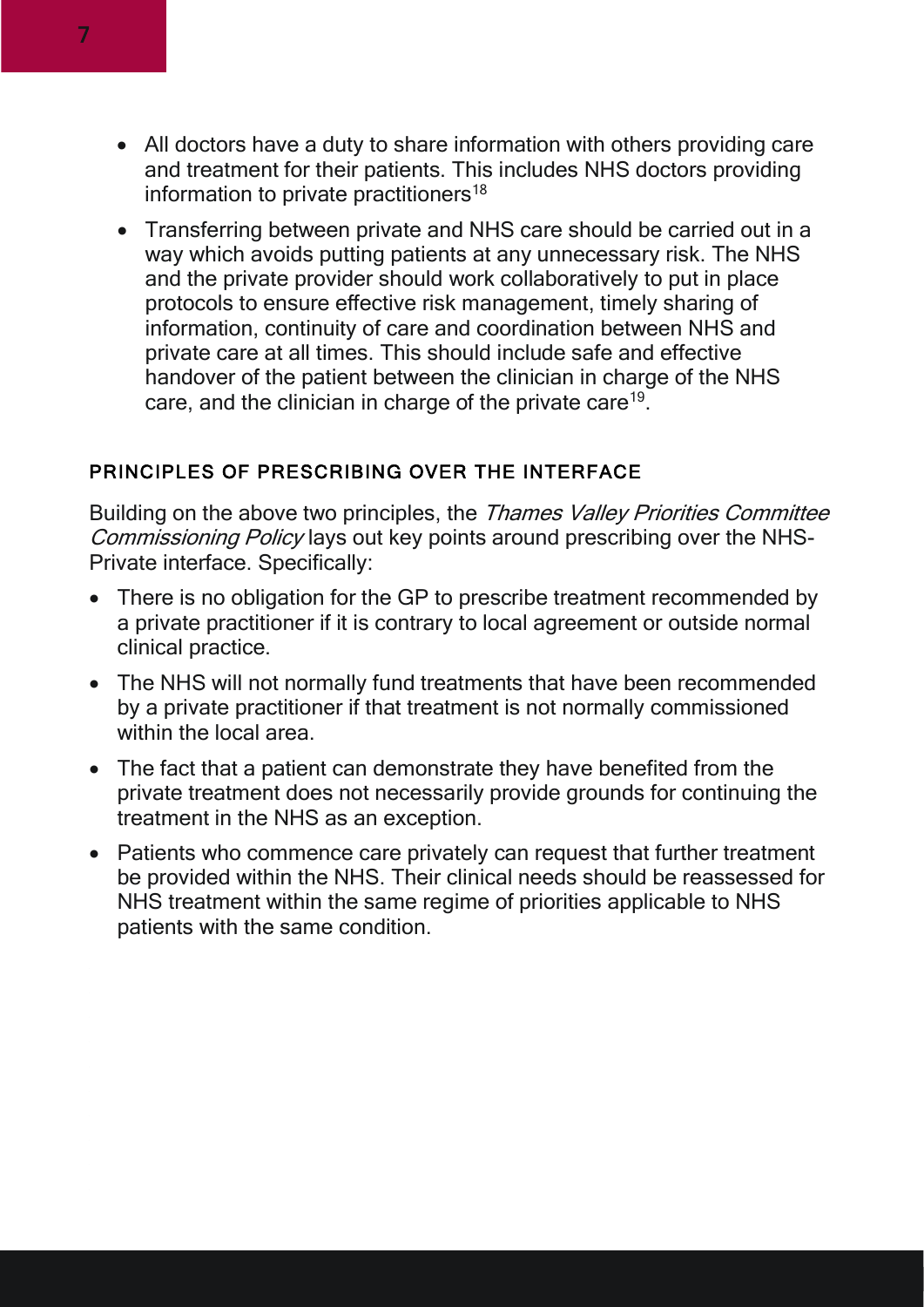- All doctors have a duty to share information with others providing care and treatment for their patients. This includes NHS doctors providing information to private practitioners[18]
- Transferring between private and NHS care should be carried out in a way which avoids putting patients at any unnecessary risk. The NHS and the private provider should work collaboratively to put in place protocols to ensure effective risk management, timely sharing of information, continuity of care and coordination between NHS and private care at all times. This should include safe and effective handover of the patient between the clinician in charge of the NHS care, and the clinician in charge of the private care[19].

## PRINCIPLES OF PRESCRIBING OVER THE INTERFACE

Building on the above two principles, the *Thames Valley Priorities Committee Commissioning Policy* lays out key points around prescribing over the NHS-Private interface. Specifically:

- There is no obligation for the GP to prescribe treatment recommended by a private practitioner if it is contrary to local agreement or outside normal clinical practice.
- The NHS will not normally fund treatments that have been recommended by a private practitioner if that treatment is not normally commissioned within the local area.
- The fact that a patient can demonstrate they have benefited from the private treatment does not necessarily provide grounds for continuing the treatment in the NHS as an exception.
- Patients who commence care privately can request that further treatment be provided within the NHS. Their clinical needs should be reassessed for NHS treatment within the same regime of priorities applicable to NHS patients with the same condition.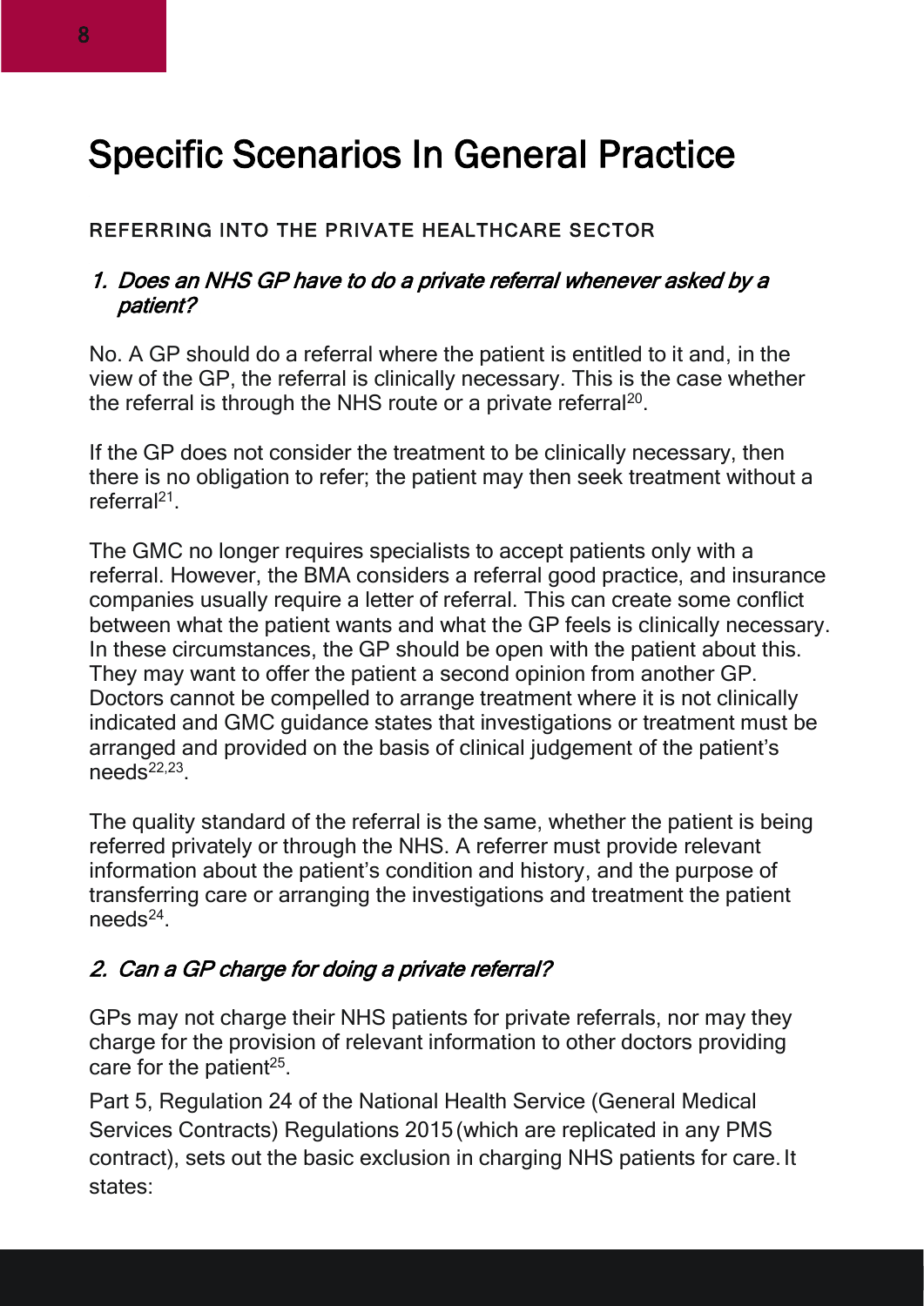# Specific Scenarios In General Practice

## REFERRING INTO THE PRIVATE HEALTHCARE SECTOR

### *1. Does an NHS GP have to do a private referral whenever asked by a patient?*

No. A GP should do a referral where the patient is entitled to it and, in the view of the GP, the referral is clinically necessary. This is the case whether the referral is through the NHS route or a private referral[20].

If the GP does not consider the treatment to be clinically necessary, then there is no obligation to refer; the patient may then seek treatment without a referral[21].

The GMC no longer requires specialists to accept patients only with a referral. However, the BMA considers a referral good practice, and insurance companies usually require a letter of referral. This can create some conflict between what the patient wants and what the GP feels is clinically necessary. In these circumstances, the GP should be open with the patient about this. They may want to offer the patient a second opinion from another GP. Doctors cannot be compelled to arrange treatment where it is not clinically indicated and GMC guidance states that investigations or treatment must be arranged and provided on the basis of clinical judgement of the patient's needs[22,23].

The quality standard of the referral is the same, whether the patient is being referred privately or through the NHS. A referrer must provide relevant information about the patient's condition and history, and the purpose of transferring care or arranging the investigations and treatment the patient needs[24].

### *2. Can a GP charge for doing a private referral?*

GPs may not charge their NHS patients for private referrals, nor may they charge for the provision of relevant information to other doctors providing care for the patient[25].

Part 5, Regulation 24 of the National Health Service (General Medical Services Contracts) Regulations 2015 (which are replicated in any PMS contract), sets out the basic exclusion in charging NHS patients for care. It states: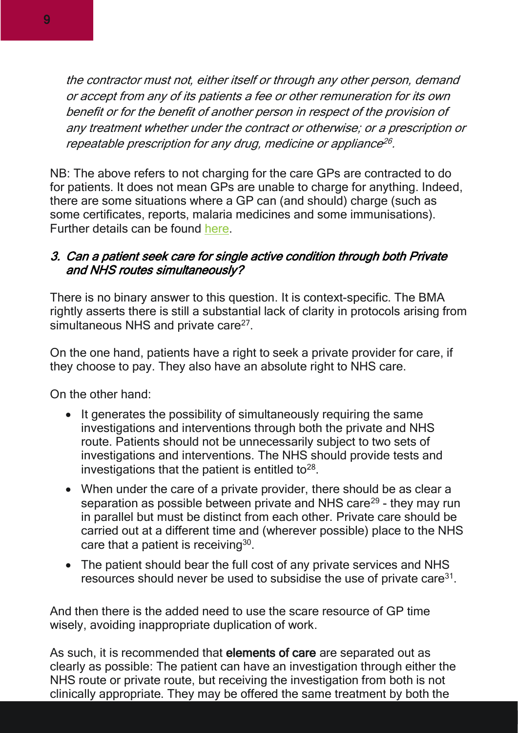*the contractor must not, either itself or through any other person, demand or accept from any of its patients a fee or other remuneration for its own benefit or for the benefit of another person in respect of the provision of any treatment whether under the contract or otherwise; or a prescription or repeatable prescription for any drug, medicine or appliance*[26].

NB: The above refers to not charging for the care GPs are contracted to do for patients. It does not mean GPs are unable to charge for anything. Indeed, there are some situations where a GP can (and should) charge (such as some certificates, reports, malaria medicines and some immunisations). Further details can be found here.

### *3. Can a patient seek care for single active condition through both Private and NHS routes simultaneously?*

There is no binary answer to this question. It is context-specific. The BMA rightly asserts there is still a substantial lack of clarity in protocols arising from simultaneous NHS and private care[27].

On the one hand, patients have a right to seek a private provider for care, if they choose to pay. They also have an absolute right to NHS care.

On the other hand:

- It generates the possibility of simultaneously requiring the same investigations and interventions through both the private and NHS route. Patients should not be unnecessarily subject to two sets of investigations and interventions. The NHS should provide tests and investigations that the patient is entitled to[28].
- When under the care of a private provider, there should be as clear a separation as possible between private and NHS care[29] - they may run in parallel but must be distinct from each other. Private care should be carried out at a different time and (wherever possible) place to the NHS care that a patient is receiving[30].
- The patient should bear the full cost of any private services and NHS resources should never be used to subsidise the use of private care[31].

And then there is the added need to use the scare resource of GP time wisely, avoiding inappropriate duplication of work.

As such, it is recommended that **elements of care** are separated out as clearly as possible: The patient can have an investigation through either the NHS route or private route, but receiving the investigation from both is not clinically appropriate. They may be offered the same treatment by both the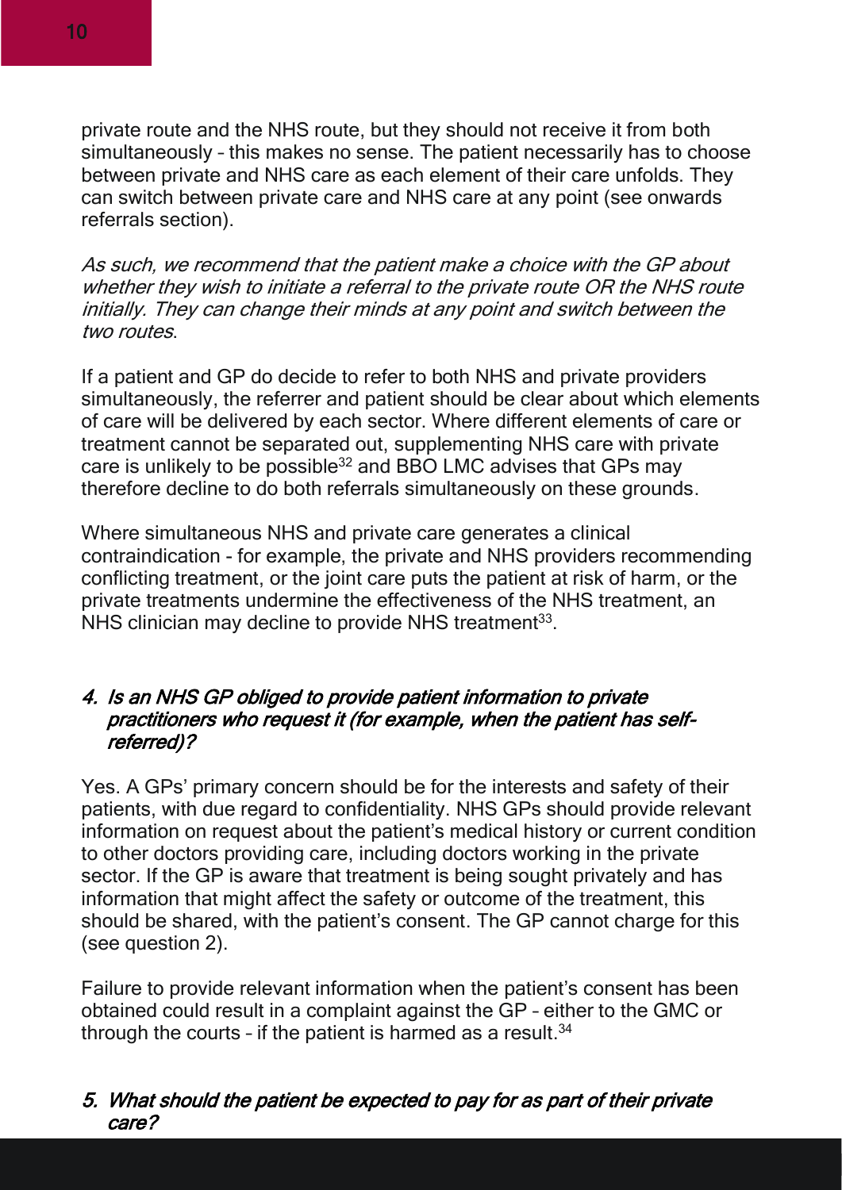private route and the NHS route, but they should not receive it from both simultaneously – this makes no sense. The patient necessarily has to choose between private and NHS care as each element of their care unfolds. They can switch between private care and NHS care at any point (see onwards referrals section).

*As such, we recommend that the patient make a choice with the GP about whether they wish to initiate a referral to the private route OR the NHS route initially. They can change their minds at any point and switch between the two routes.*

If a patient and GP do decide to refer to both NHS and private providers simultaneously, the referrer and patient should be clear about which elements of care will be delivered by each sector. Where different elements of care or treatment cannot be separated out, supplementing NHS care with private care is unlikely to be possible[32] and BBO LMC advises that GPs may therefore decline to do both referrals simultaneously on these grounds.

Where simultaneous NHS and private care generates a clinical contraindication - for example, the private and NHS providers recommending conflicting treatment, or the joint care puts the patient at risk of harm, or the private treatments undermine the effectiveness of the NHS treatment, an NHS clinician may decline to provide NHS treatment[33].

### *4. Is an NHS GP obliged to provide patient information to private practitioners who request it (for example, when the patient has self-referred)?*

Yes. A GPs' primary concern should be for the interests and safety of their patients, with due regard to confidentiality. NHS GPs should provide relevant information on request about the patient's medical history or current condition to other doctors providing care, including doctors working in the private sector. If the GP is aware that treatment is being sought privately and has information that might affect the safety or outcome of the treatment, this should be shared, with the patient's consent. The GP cannot charge for this (see question 2).

Failure to provide relevant information when the patient's consent has been obtained could result in a complaint against the GP – either to the GMC or through the courts – if the patient is harmed as a result.[34]

### *5. What should the patient be expected to pay for as part of their private care?*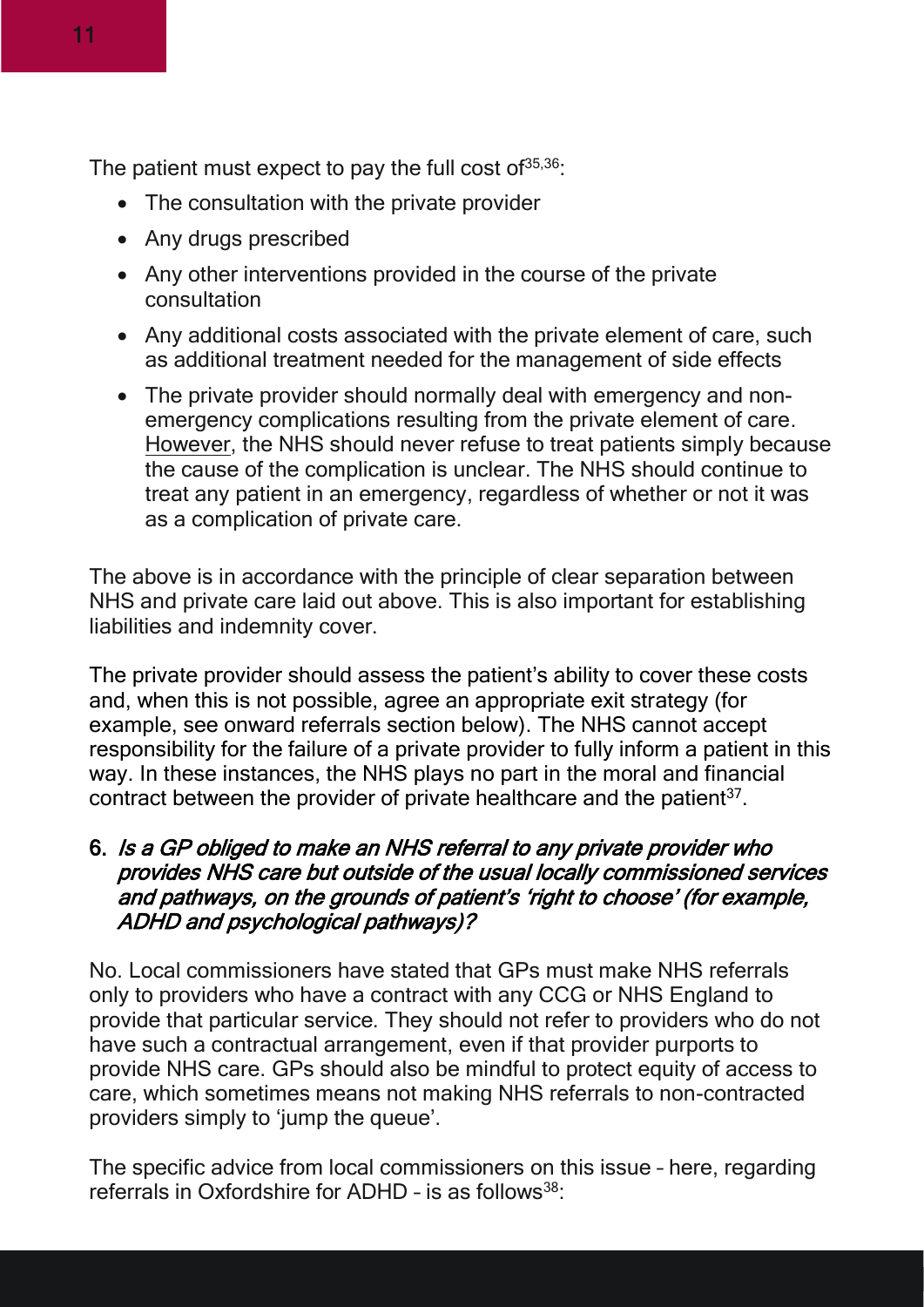The patient must expect to pay the full cost of[35,36]:

- The consultation with the private provider
- Any drugs prescribed
- Any other interventions provided in the course of the private consultation
- Any additional costs associated with the private element of care, such as additional treatment needed for the management of side effects
- The private provider should normally deal with emergency and non-emergency complications resulting from the private element of care. However, the NHS should never refuse to treat patients simply because the cause of the complication is unclear. The NHS should continue to treat any patient in an emergency, regardless of whether or not it was as a complication of private care.

The above is in accordance with the principle of clear separation between NHS and private care laid out above. This is also important for establishing liabilities and indemnity cover.

The private provider should assess the patient's ability to cover these costs and, when this is not possible, agree an appropriate exit strategy (for example, see onward referrals section below). The NHS cannot accept responsibility for the failure of a private provider to fully inform a patient in this way. In these instances, the NHS plays no part in the moral and financial contract between the provider of private healthcare and the patient[37].

### 6. *Is a GP obliged to make an NHS referral to any private provider who provides NHS care but outside of the usual locally commissioned services and pathways, on the grounds of patient's 'right to choose' (for example, ADHD and psychological pathways)?*

No. Local commissioners have stated that GPs must make NHS referrals only to providers who have a contract with any CCG or NHS England to provide that particular service. They should not refer to providers who do not have such a contractual arrangement, even if that provider purports to provide NHS care. GPs should also be mindful to protect equity of access to care, which sometimes means not making NHS referrals to non-contracted providers simply to 'jump the queue'.

The specific advice from local commissioners on this issue – here, regarding referrals in Oxfordshire for ADHD – is as follows[38]: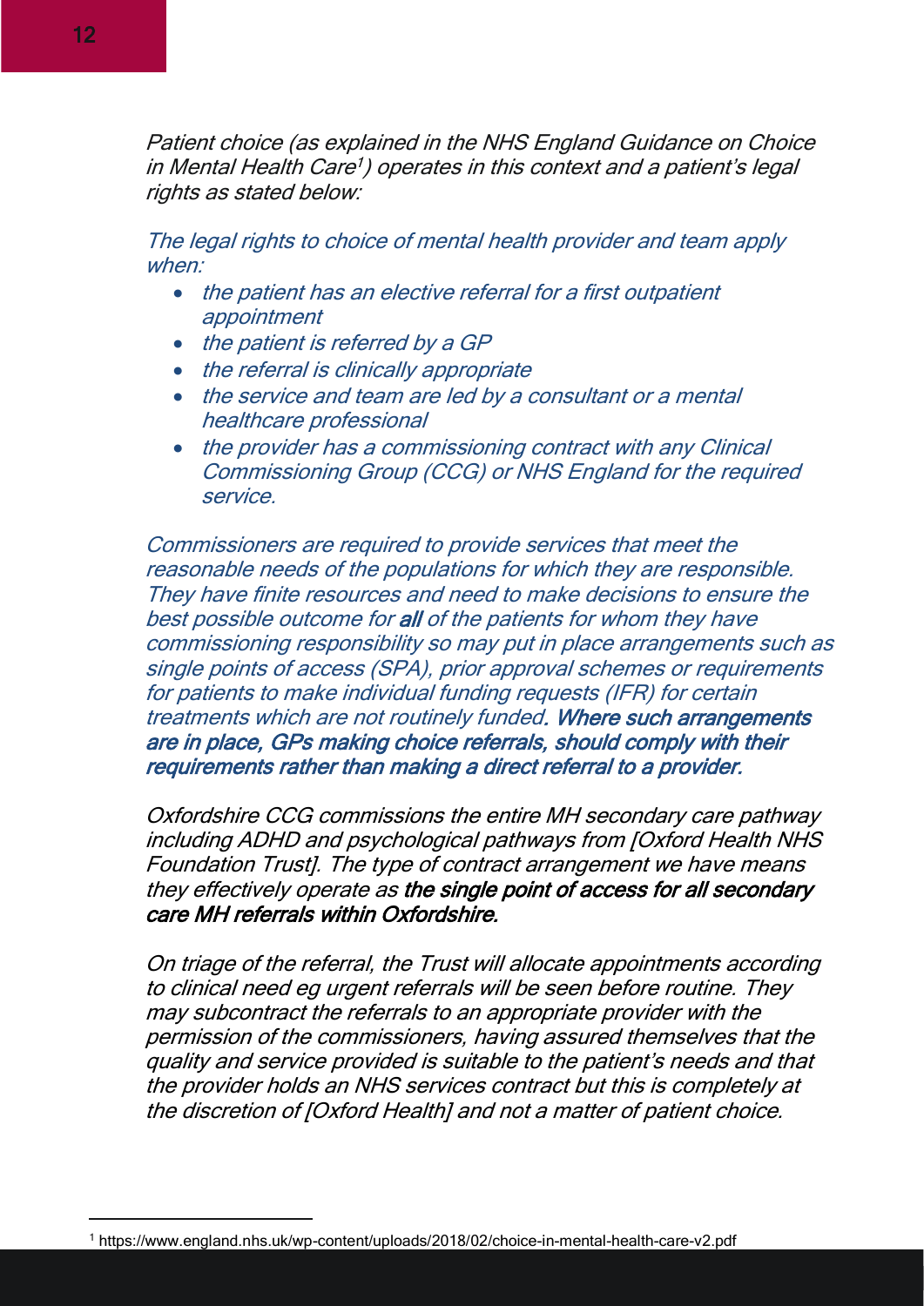*Patient choice (as explained in the NHS England Guidance on Choice in Mental Health Care[1]) operates in this context and a patient's legal rights as stated below:*

*The legal rights to choice of mental health provider and team apply when:*

- *the patient has an elective referral for a first outpatient appointment*
- *the patient is referred by a GP*
- *the referral is clinically appropriate*
- *the service and team are led by a consultant or a mental healthcare professional*
- *the provider has a commissioning contract with any Clinical Commissioning Group (CCG) or NHS England for the required service.*

*Commissioners are required to provide services that meet the reasonable needs of the populations for which they are responsible. They have finite resources and need to make decisions to ensure the best possible outcome for **all** of the patients for whom they have commissioning responsibility so may put in place arrangements such as single points of access (SPA), prior approval schemes or requirements for patients to make individual funding requests (IFR) for certain treatments which are not routinely funded. **Where such arrangements are in place, GPs making choice referrals, should comply with their requirements rather than making a direct referral to a provider.***

*Oxfordshire CCG commissions the entire MH secondary care pathway including ADHD and psychological pathways from [Oxford Health NHS Foundation Trust]. The type of contract arrangement we have means they effectively operate as **the single point of access for all secondary care MH referrals within Oxfordshire.***

*On triage of the referral, the Trust will allocate appointments according to clinical need eg urgent referrals will be seen before routine. They may subcontract the referrals to an appropriate provider with the permission of the commissioners, having assured themselves that the quality and service provided is suitable to the patient's needs and that the provider holds an NHS services contract but this is completely at the discretion of [Oxford Health] and not a matter of patient choice.*

[1] https://www.england.nhs.uk/wp-content/uploads/2018/02/choice-in-mental-health-care-v2.pdf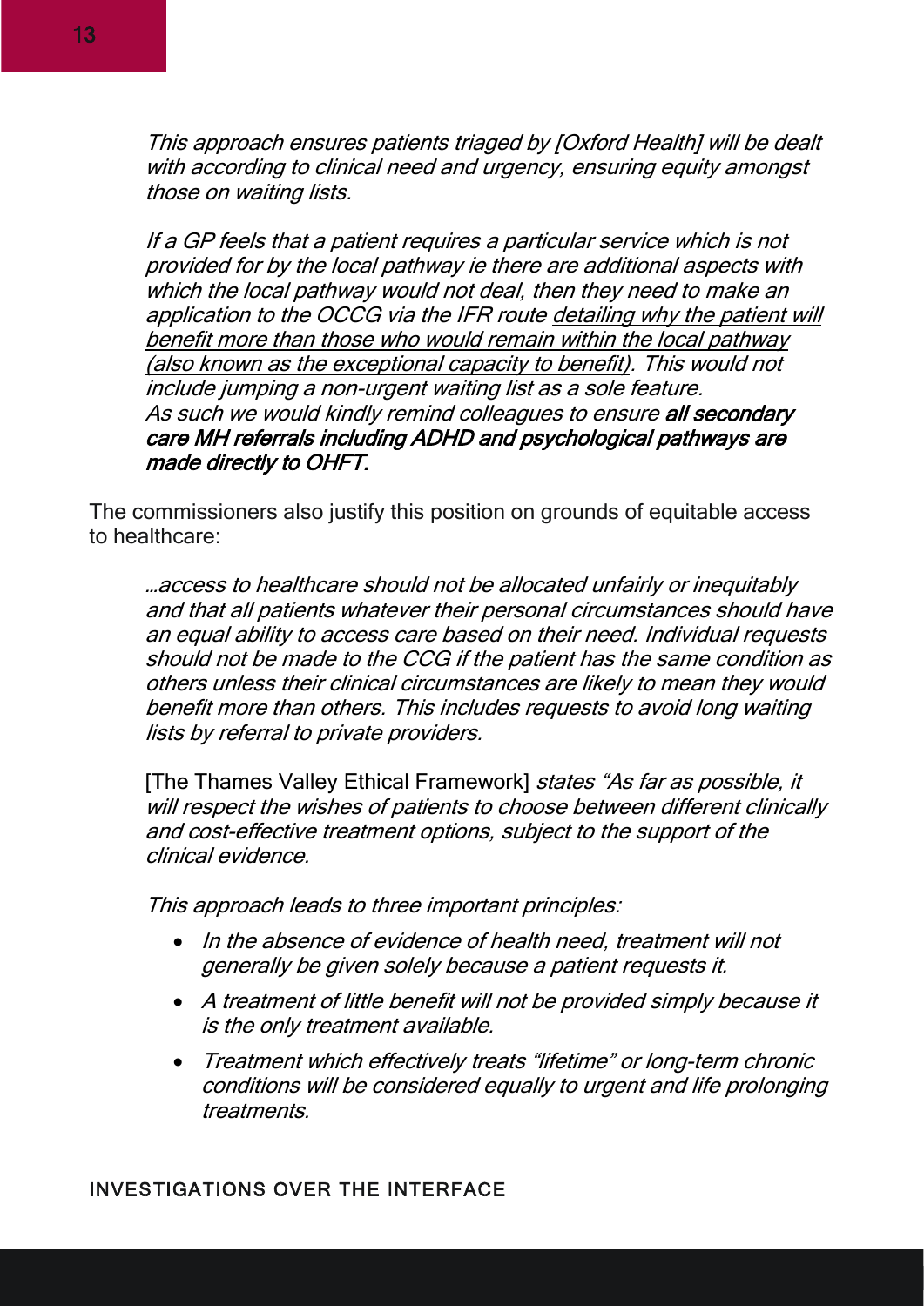> *This approach ensures patients triaged by [Oxford Health] will be dealt with according to clinical need and urgency, ensuring equity amongst those on waiting lists.*
>
> *If a GP feels that a patient requires a particular service which is not provided for by the local pathway ie there are additional aspects with which the local pathway would not deal, then they need to make an application to the OCCG via the IFR route detailing why the patient will benefit more than those who would remain within the local pathway (also known as the exceptional capacity to benefit). This would not include jumping a non-urgent waiting list as a sole feature.*
> *As such we would kindly remind colleagues to ensure* ***all secondary care MH referrals including ADHD and psychological pathways are made directly to OHFT.***

The commissioners also justify this position on grounds of equitable access to healthcare:

> *…access to healthcare should not be allocated unfairly or inequitably and that all patients whatever their personal circumstances should have an equal ability to access care based on their need. Individual requests should not be made to the CCG if the patient has the same condition as others unless their clinical circumstances are likely to mean they would benefit more than others. This includes requests to avoid long waiting lists by referral to private providers.*
>
> [The Thames Valley Ethical Framework] *states "As far as possible, it will respect the wishes of patients to choose between different clinically and cost-effective treatment options, subject to the support of the clinical evidence.*
>
> *This approach leads to three important principles:*
>
> - *In the absence of evidence of health need, treatment will not generally be given solely because a patient requests it.*
> - *A treatment of little benefit will not be provided simply because it is the only treatment available.*
> - *Treatment which effectively treats "lifetime" or long-term chronic conditions will be considered equally to urgent and life prolonging treatments.*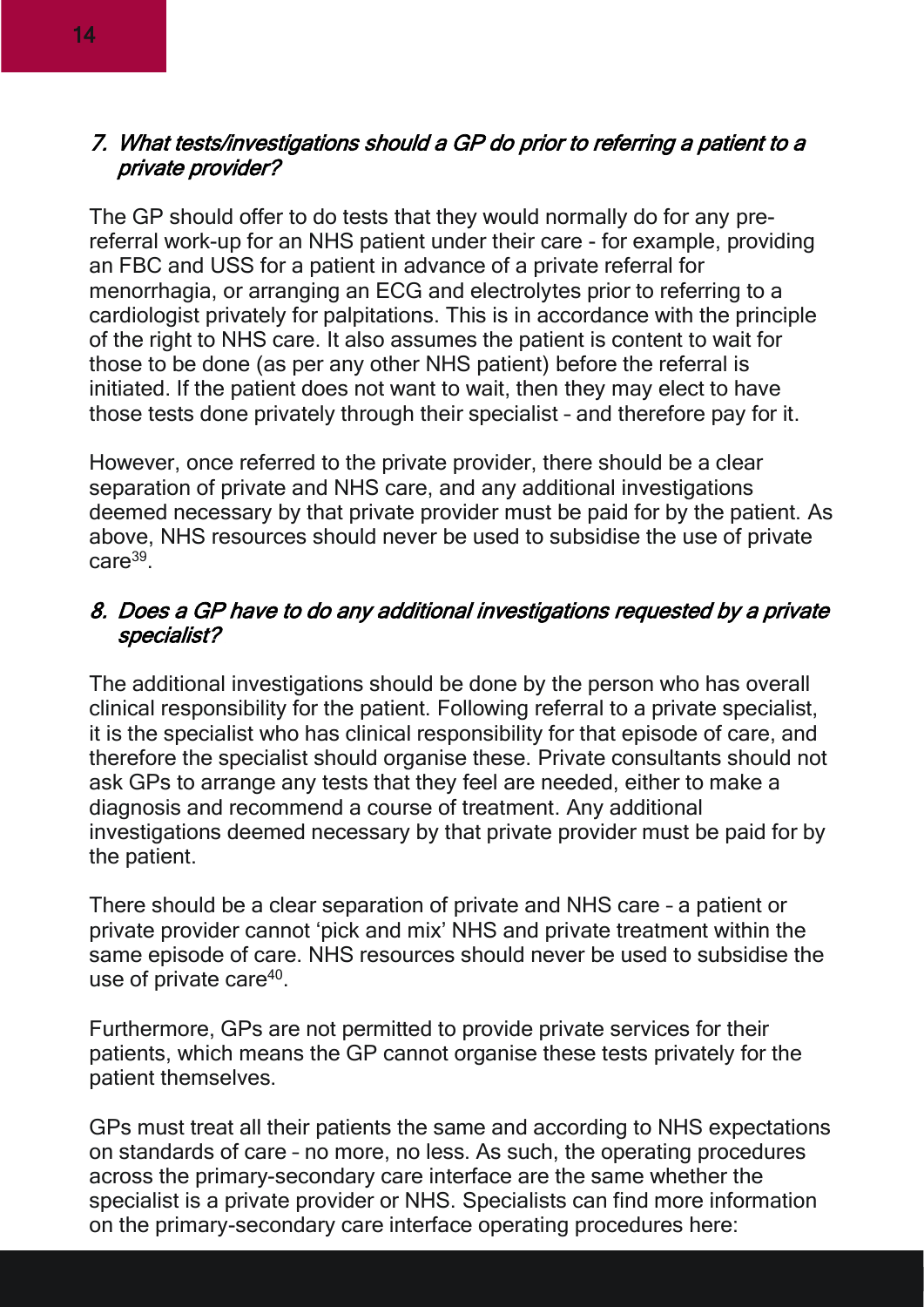### *7. What tests/investigations should a GP do prior to referring a patient to a private provider?*

The GP should offer to do tests that they would normally do for any pre-referral work-up for an NHS patient under their care - for example, providing an FBC and USS for a patient in advance of a private referral for menorrhagia, or arranging an ECG and electrolytes prior to referring to a cardiologist privately for palpitations. This is in accordance with the principle of the right to NHS care. It also assumes the patient is content to wait for those to be done (as per any other NHS patient) before the referral is initiated. If the patient does not want to wait, then they may elect to have those tests done privately through their specialist – and therefore pay for it.

However, once referred to the private provider, there should be a clear separation of private and NHS care, and any additional investigations deemed necessary by that private provider must be paid for by the patient. As above, NHS resources should never be used to subsidise the use of private care[39].

### *8. Does a GP have to do any additional investigations requested by a private specialist?*

The additional investigations should be done by the person who has overall clinical responsibility for the patient. Following referral to a private specialist, it is the specialist who has clinical responsibility for that episode of care, and therefore the specialist should organise these. Private consultants should not ask GPs to arrange any tests that they feel are needed, either to make a diagnosis and recommend a course of treatment. Any additional investigations deemed necessary by that private provider must be paid for by the patient.

There should be a clear separation of private and NHS care – a patient or private provider cannot 'pick and mix' NHS and private treatment within the same episode of care. NHS resources should never be used to subsidise the use of private care[40].

Furthermore, GPs are not permitted to provide private services for their patients, which means the GP cannot organise these tests privately for the patient themselves.

GPs must treat all their patients the same and according to NHS expectations on standards of care – no more, no less. As such, the operating procedures across the primary-secondary care interface are the same whether the specialist is a private provider or NHS. Specialists can find more information on the primary-secondary care interface operating procedures here: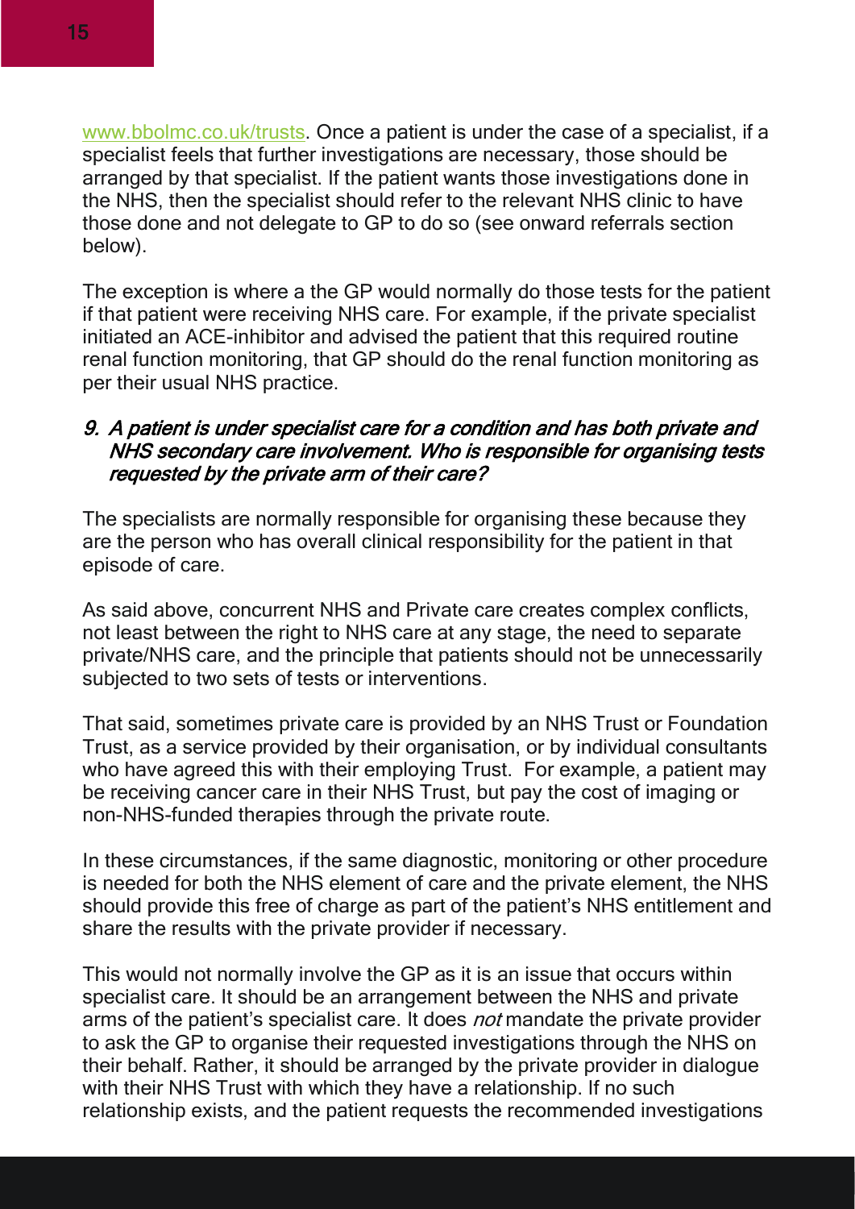www.bbolmc.co.uk/trusts. Once a patient is under the case of a specialist, if a specialist feels that further investigations are necessary, those should be arranged by that specialist. If the patient wants those investigations done in the NHS, then the specialist should refer to the relevant NHS clinic to have those done and not delegate to GP to do so (see onward referrals section below).

The exception is where a the GP would normally do those tests for the patient if that patient were receiving NHS care. For example, if the private specialist initiated an ACE-inhibitor and advised the patient that this required routine renal function monitoring, that GP should do the renal function monitoring as per their usual NHS practice.

### *9. A patient is under specialist care for a condition and has both private and NHS secondary care involvement. Who is responsible for organising tests requested by the private arm of their care?*

The specialists are normally responsible for organising these because they are the person who has overall clinical responsibility for the patient in that episode of care.

As said above, concurrent NHS and Private care creates complex conflicts, not least between the right to NHS care at any stage, the need to separate private/NHS care, and the principle that patients should not be unnecessarily subjected to two sets of tests or interventions.

That said, sometimes private care is provided by an NHS Trust or Foundation Trust, as a service provided by their organisation, or by individual consultants who have agreed this with their employing Trust. For example, a patient may be receiving cancer care in their NHS Trust, but pay the cost of imaging or non-NHS-funded therapies through the private route.

In these circumstances, if the same diagnostic, monitoring or other procedure is needed for both the NHS element of care and the private element, the NHS should provide this free of charge as part of the patient's NHS entitlement and share the results with the private provider if necessary.

This would not normally involve the GP as it is an issue that occurs within specialist care. It should be an arrangement between the NHS and private arms of the patient's specialist care. It does *not* mandate the private provider to ask the GP to organise their requested investigations through the NHS on their behalf. Rather, it should be arranged by the private provider in dialogue with their NHS Trust with which they have a relationship. If no such relationship exists, and the patient requests the recommended investigations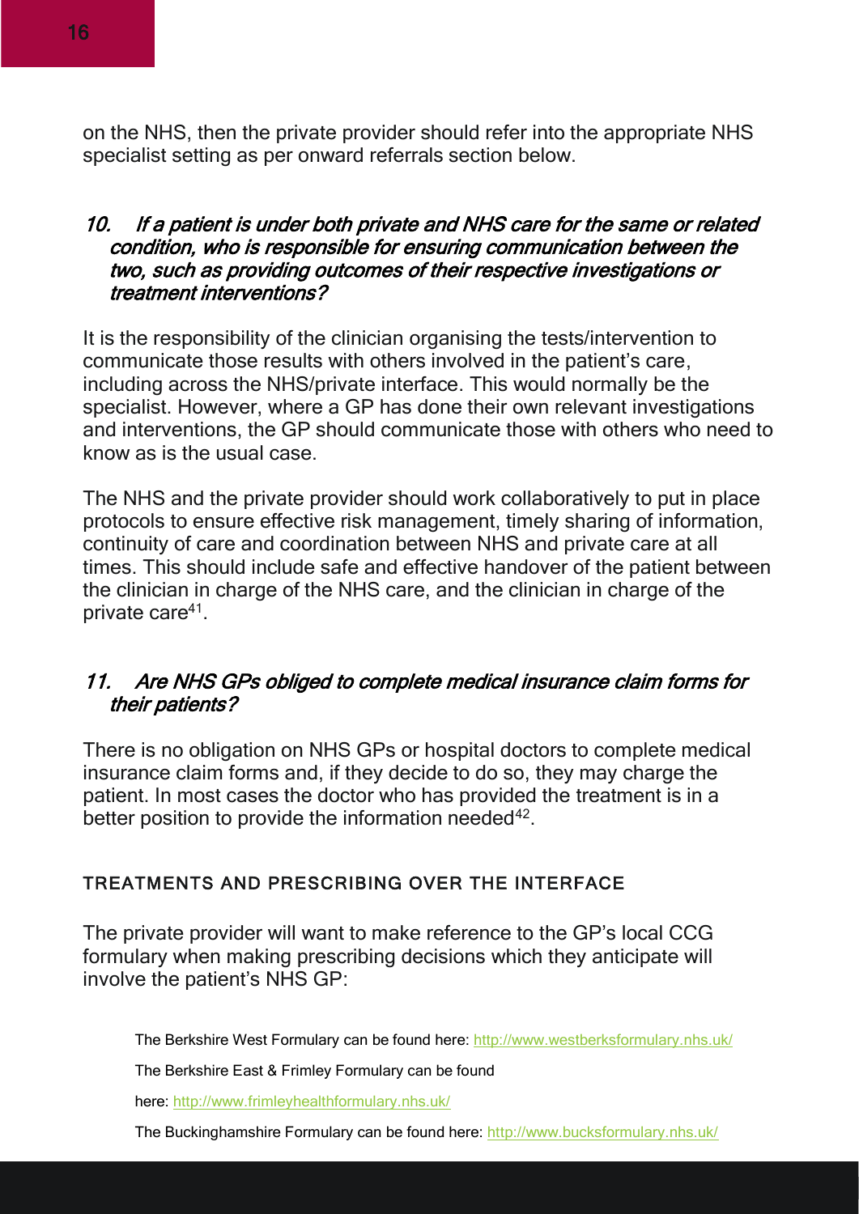on the NHS, then the private provider should refer into the appropriate NHS specialist setting as per onward referrals section below.

### *10. If a patient is under both private and NHS care for the same or related condition, who is responsible for ensuring communication between the two, such as providing outcomes of their respective investigations or treatment interventions?*

It is the responsibility of the clinician organising the tests/intervention to communicate those results with others involved in the patient's care, including across the NHS/private interface. This would normally be the specialist. However, where a GP has done their own relevant investigations and interventions, the GP should communicate those with others who need to know as is the usual case.

The NHS and the private provider should work collaboratively to put in place protocols to ensure effective risk management, timely sharing of information, continuity of care and coordination between NHS and private care at all times. This should include safe and effective handover of the patient between the clinician in charge of the NHS care, and the clinician in charge of the private care[41].

### *11. Are NHS GPs obliged to complete medical insurance claim forms for their patients?*

There is no obligation on NHS GPs or hospital doctors to complete medical insurance claim forms and, if they decide to do so, they may charge the patient. In most cases the doctor who has provided the treatment is in a better position to provide the information needed[42].

## TREATMENTS AND PRESCRIBING OVER THE INTERFACE

The private provider will want to make reference to the GP's local CCG formulary when making prescribing decisions which they anticipate will involve the patient's NHS GP:

The Berkshire West Formulary can be found here: http://www.westberksformulary.nhs.uk/

The Berkshire East & Frimley Formulary can be found

here: http://www.frimleyhealthformulary.nhs.uk/

The Buckinghamshire Formulary can be found here: http://www.bucksformulary.nhs.uk/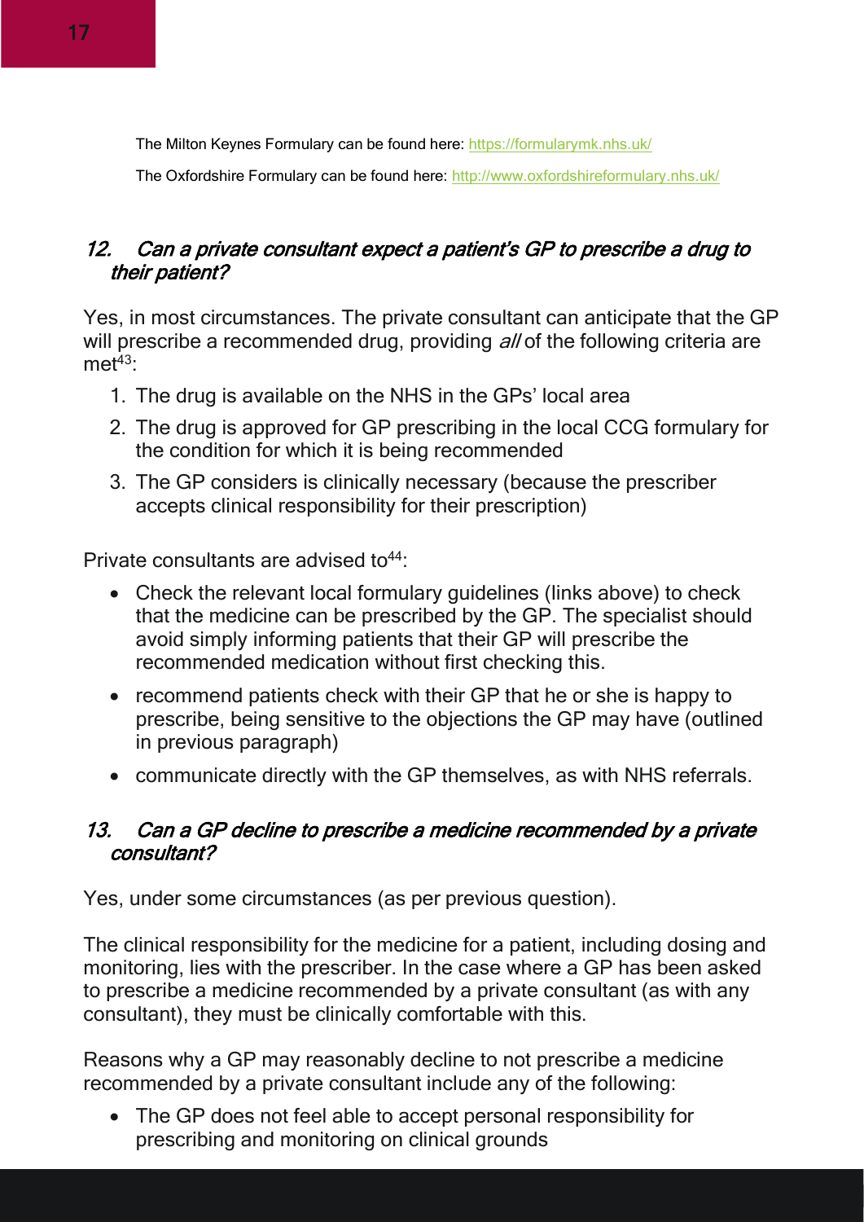The Milton Keynes Formulary can be found here: https://formularymk.nhs.uk/

The Oxfordshire Formulary can be found here: http://www.oxfordshireformulary.nhs.uk/

## *12. Can a private consultant expect a patient's GP to prescribe a drug to their patient?*

Yes, in most circumstances. The private consultant can anticipate that the GP will prescribe a recommended drug, providing *all* of the following criteria are met[43]:

1. The drug is available on the NHS in the GPs' local area
2. The drug is approved for GP prescribing in the local CCG formulary for the condition for which it is being recommended
3. The GP considers is clinically necessary (because the prescriber accepts clinical responsibility for their prescription)

Private consultants are advised to[44]:

- Check the relevant local formulary guidelines (links above) to check that the medicine can be prescribed by the GP. The specialist should avoid simply informing patients that their GP will prescribe the recommended medication without first checking this.
- recommend patients check with their GP that he or she is happy to prescribe, being sensitive to the objections the GP may have (outlined in previous paragraph)
- communicate directly with the GP themselves, as with NHS referrals.

## *13. Can a GP decline to prescribe a medicine recommended by a private consultant?*

Yes, under some circumstances (as per previous question).

The clinical responsibility for the medicine for a patient, including dosing and monitoring, lies with the prescriber. In the case where a GP has been asked to prescribe a medicine recommended by a private consultant (as with any consultant), they must be clinically comfortable with this.

Reasons why a GP may reasonably decline to not prescribe a medicine recommended by a private consultant include any of the following:

- The GP does not feel able to accept personal responsibility for prescribing and monitoring on clinical grounds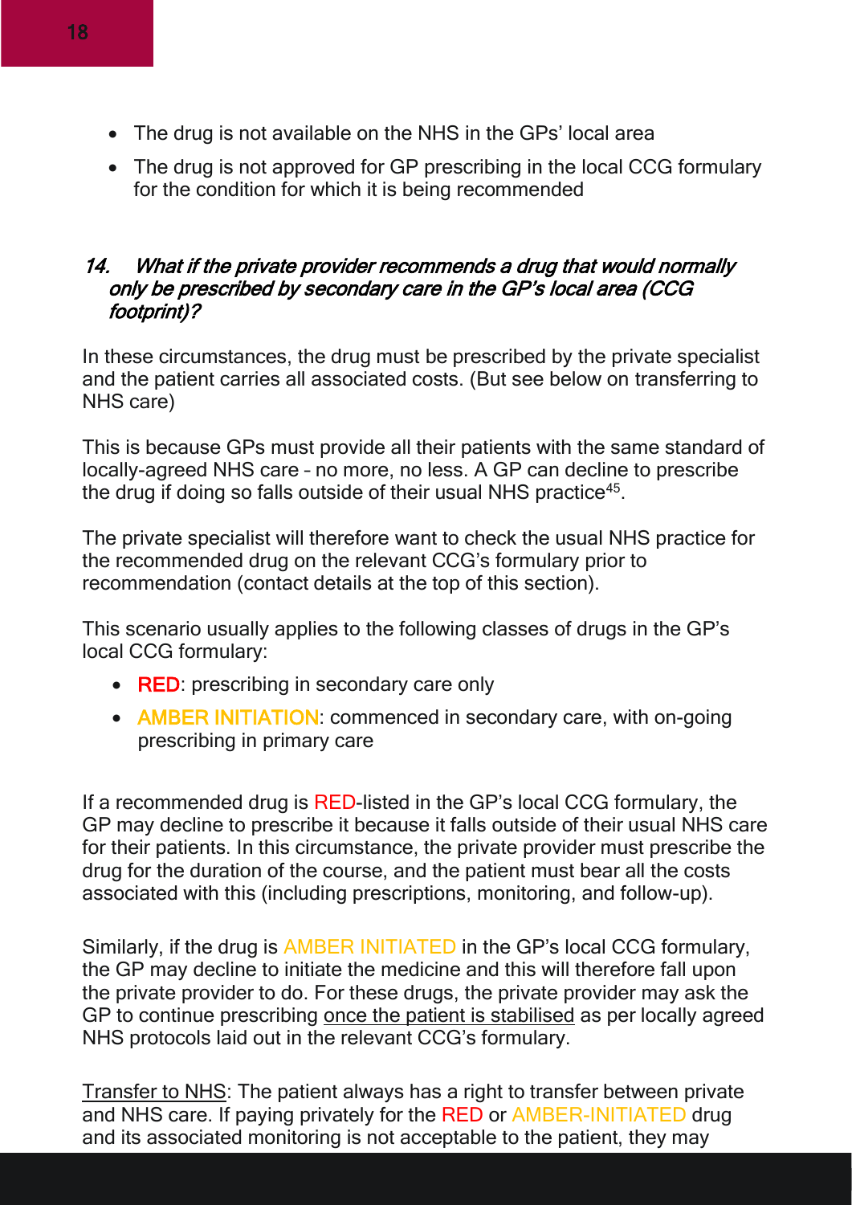- The drug is not available on the NHS in the GPs' local area
- The drug is not approved for GP prescribing in the local CCG formulary for the condition for which it is being recommended

### *14. What if the private provider recommends a drug that would normally only be prescribed by secondary care in the GP's local area (CCG footprint)?*

In these circumstances, the drug must be prescribed by the private specialist and the patient carries all associated costs. (But see below on transferring to NHS care)

This is because GPs must provide all their patients with the same standard of locally-agreed NHS care – no more, no less. A GP can decline to prescribe the drug if doing so falls outside of their usual NHS practice[45].

The private specialist will therefore want to check the usual NHS practice for the recommended drug on the relevant CCG's formulary prior to recommendation (contact details at the top of this section).

This scenario usually applies to the following classes of drugs in the GP's local CCG formulary:

- RED: prescribing in secondary care only
- AMBER INITIATION: commenced in secondary care, with on-going prescribing in primary care

If a recommended drug is RED-listed in the GP's local CCG formulary, the GP may decline to prescribe it because it falls outside of their usual NHS care for their patients. In this circumstance, the private provider must prescribe the drug for the duration of the course, and the patient must bear all the costs associated with this (including prescriptions, monitoring, and follow-up).

Similarly, if the drug is AMBER INITIATED in the GP's local CCG formulary, the GP may decline to initiate the medicine and this will therefore fall upon the private provider to do. For these drugs, the private provider may ask the GP to continue prescribing <u>once the patient is stabilised</u> as per locally agreed NHS protocols laid out in the relevant CCG's formulary.

<u>Transfer to NHS</u>: The patient always has a right to transfer between private and NHS care. If paying privately for the RED or AMBER-INITIATED drug and its associated monitoring is not acceptable to the patient, they may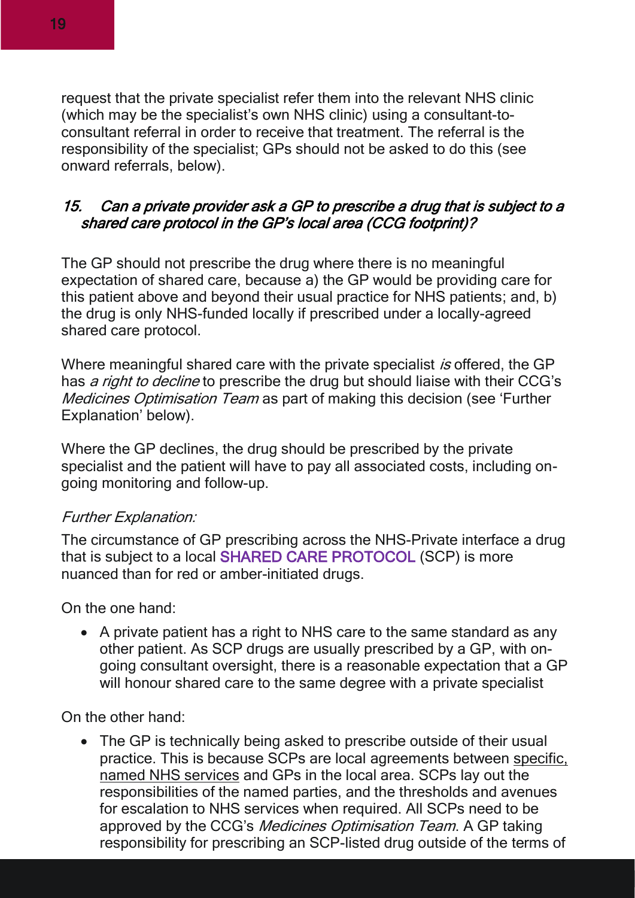request that the private specialist refer them into the relevant NHS clinic (which may be the specialist's own NHS clinic) using a consultant-to-consultant referral in order to receive that treatment. The referral is the responsibility of the specialist; GPs should not be asked to do this (see onward referrals, below).

### *15. Can a private provider ask a GP to prescribe a drug that is subject to a shared care protocol in the GP's local area (CCG footprint)?*

The GP should not prescribe the drug where there is no meaningful expectation of shared care, because a) the GP would be providing care for this patient above and beyond their usual practice for NHS patients; and, b) the drug is only NHS-funded locally if prescribed under a locally-agreed shared care protocol.

Where meaningful shared care with the private specialist *is* offered, the GP has *a right to decline* to prescribe the drug but should liaise with their CCG's *Medicines Optimisation Team* as part of making this decision (see 'Further Explanation' below).

Where the GP declines, the drug should be prescribed by the private specialist and the patient will have to pay all associated costs, including on-going monitoring and follow-up.

*Further Explanation:*

The circumstance of GP prescribing across the NHS-Private interface a drug that is subject to a local SHARED CARE PROTOCOL (SCP) is more nuanced than for red or amber-initiated drugs.

On the one hand:

- A private patient has a right to NHS care to the same standard as any other patient. As SCP drugs are usually prescribed by a GP, with on-going consultant oversight, there is a reasonable expectation that a GP will honour shared care to the same degree with a private specialist

On the other hand:

- The GP is technically being asked to prescribe outside of their usual practice. This is because SCPs are local agreements between specific, named NHS services and GPs in the local area. SCPs lay out the responsibilities of the named parties, and the thresholds and avenues for escalation to NHS services when required. All SCPs need to be approved by the CCG's *Medicines Optimisation Team*. A GP taking responsibility for prescribing an SCP-listed drug outside of the terms of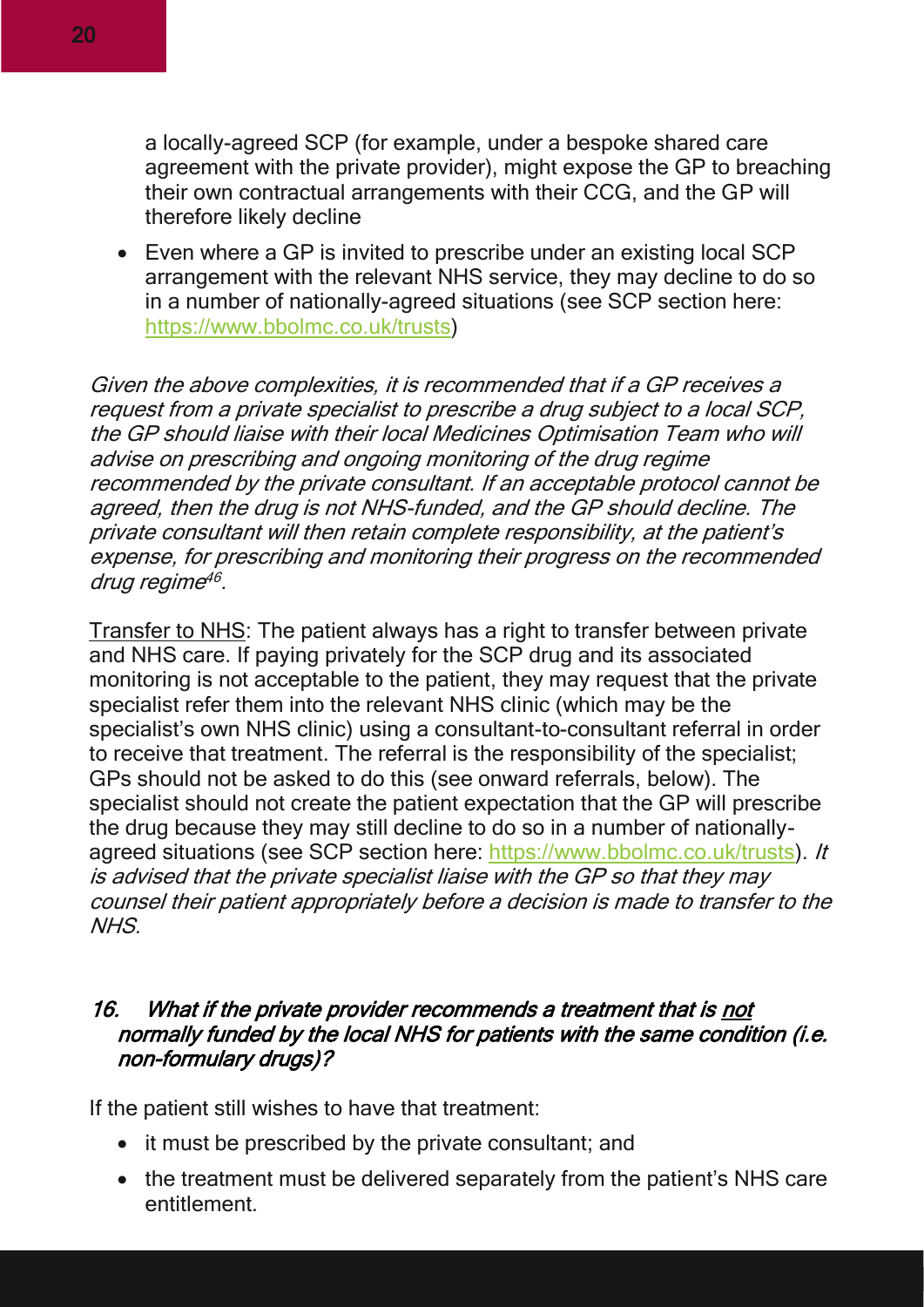a locally-agreed SCP (for example, under a bespoke shared care agreement with the private provider), might expose the GP to breaching their own contractual arrangements with their CCG, and the GP will therefore likely decline

- Even where a GP is invited to prescribe under an existing local SCP arrangement with the relevant NHS service, they may decline to do so in a number of nationally-agreed situations (see SCP section here: [https://www.bbolmc.co.uk/trusts](https://www.bbolmc.co.uk/trusts))

*Given the above complexities, it is recommended that if a GP receives a request from a private specialist to prescribe a drug subject to a local SCP, the GP should liaise with their local Medicines Optimisation Team who will advise on prescribing and ongoing monitoring of the drug regime recommended by the private consultant. If an acceptable protocol cannot be agreed, then the drug is not NHS-funded, and the GP should decline. The private consultant will then retain complete responsibility, at the patient's expense, for prescribing and monitoring their progress on the recommended drug regime[46].*

<u>Transfer to NHS</u>: The patient always has a right to transfer between private and NHS care. If paying privately for the SCP drug and its associated monitoring is not acceptable to the patient, they may request that the private specialist refer them into the relevant NHS clinic (which may be the specialist's own NHS clinic) using a consultant-to-consultant referral in order to receive that treatment. The referral is the responsibility of the specialist; GPs should not be asked to do this (see onward referrals, below). The specialist should not create the patient expectation that the GP will prescribe the drug because they may still decline to do so in a number of nationally-agreed situations (see SCP section here: [https://www.bbolmc.co.uk/trusts](https://www.bbolmc.co.uk/trusts)). *It is advised that the private specialist liaise with the GP so that they may counsel their patient appropriately before a decision is made to transfer to the NHS.*

### *16. What if the private provider recommends a treatment that is <u>not</u> normally funded by the local NHS for patients with the same condition (i.e. non-formulary drugs)?*

If the patient still wishes to have that treatment:

- it must be prescribed by the private consultant; and
- the treatment must be delivered separately from the patient's NHS care entitlement.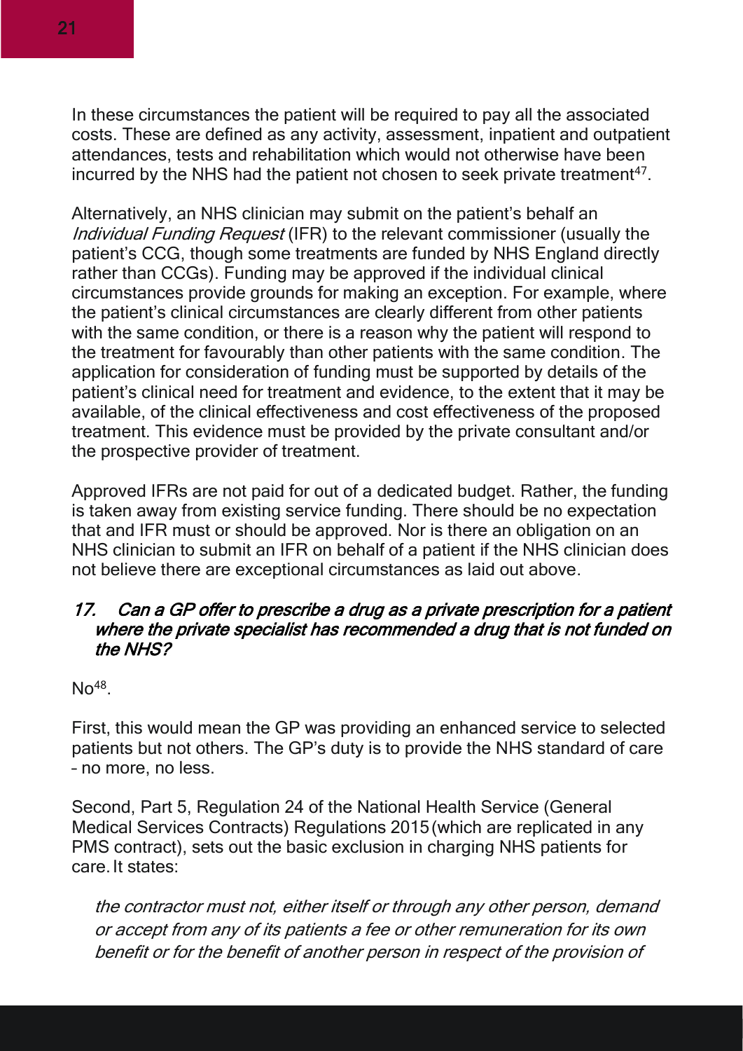In these circumstances the patient will be required to pay all the associated costs. These are defined as any activity, assessment, inpatient and outpatient attendances, tests and rehabilitation which would not otherwise have been incurred by the NHS had the patient not chosen to seek private treatment[47].

Alternatively, an NHS clinician may submit on the patient's behalf an *Individual Funding Request* (IFR) to the relevant commissioner (usually the patient's CCG, though some treatments are funded by NHS England directly rather than CCGs). Funding may be approved if the individual clinical circumstances provide grounds for making an exception. For example, where the patient's clinical circumstances are clearly different from other patients with the same condition, or there is a reason why the patient will respond to the treatment for favourably than other patients with the same condition. The application for consideration of funding must be supported by details of the patient's clinical need for treatment and evidence, to the extent that it may be available, of the clinical effectiveness and cost effectiveness of the proposed treatment. This evidence must be provided by the private consultant and/or the prospective provider of treatment.

Approved IFRs are not paid for out of a dedicated budget. Rather, the funding is taken away from existing service funding. There should be no expectation that and IFR must or should be approved. Nor is there an obligation on an NHS clinician to submit an IFR on behalf of a patient if the NHS clinician does not believe there are exceptional circumstances as laid out above.

### *17. Can a GP offer to prescribe a drug as a private prescription for a patient where the private specialist has recommended a drug that is not funded on the NHS?*

No[48].

First, this would mean the GP was providing an enhanced service to selected patients but not others. The GP's duty is to provide the NHS standard of care – no more, no less.

Second, Part 5, Regulation 24 of the National Health Service (General Medical Services Contracts) Regulations 2015 (which are replicated in any PMS contract), sets out the basic exclusion in charging NHS patients for care. It states:

> *the contractor must not, either itself or through any other person, demand or accept from any of its patients a fee or other remuneration for its own benefit or for the benefit of another person in respect of the provision of*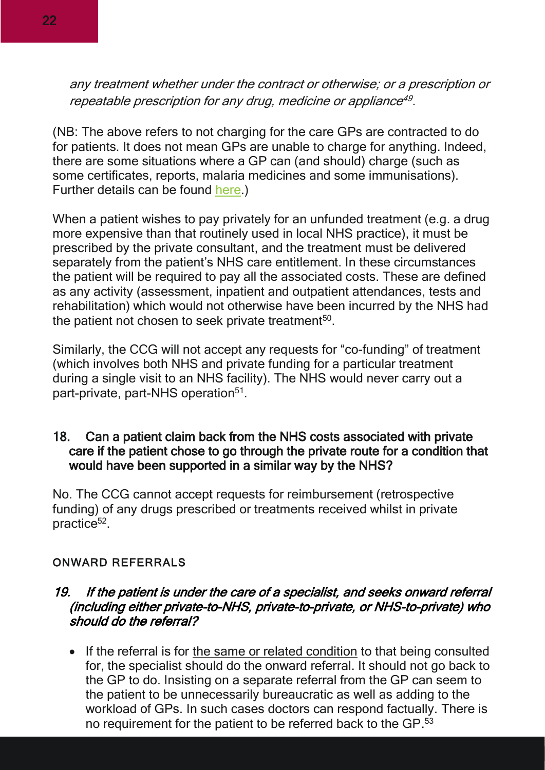*any treatment whether under the contract or otherwise; or a prescription or repeatable prescription for any drug, medicine or appliance*[49].

(NB: The above refers to not charging for the care GPs are contracted to do for patients. It does not mean GPs are unable to charge for anything. Indeed, there are some situations where a GP can (and should) charge (such as some certificates, reports, malaria medicines and some immunisations). Further details can be found here.)

When a patient wishes to pay privately for an unfunded treatment (e.g. a drug more expensive than that routinely used in local NHS practice), it must be prescribed by the private consultant, and the treatment must be delivered separately from the patient's NHS care entitlement. In these circumstances the patient will be required to pay all the associated costs. These are defined as any activity (assessment, inpatient and outpatient attendances, tests and rehabilitation) which would not otherwise have been incurred by the NHS had the patient not chosen to seek private treatment[50].

Similarly, the CCG will not accept any requests for "co-funding" of treatment (which involves both NHS and private funding for a particular treatment during a single visit to an NHS facility). The NHS would never carry out a part-private, part-NHS operation[51].

### 18. Can a patient claim back from the NHS costs associated with private care if the patient chose to go through the private route for a condition that would have been supported in a similar way by the NHS?

No. The CCG cannot accept requests for reimbursement (retrospective funding) of any drugs prescribed or treatments received whilst in private practice[52].

## ONWARD REFERRALS

### *19. If the patient is under the care of a specialist, and seeks onward referral (including either private-to-NHS, private-to-private, or NHS-to-private) who should do the referral?*

- If the referral is for the same or related condition to that being consulted for, the specialist should do the onward referral. It should not go back to the GP to do. Insisting on a separate referral from the GP can seem to the patient to be unnecessarily bureaucratic as well as adding to the workload of GPs. In such cases doctors can respond factually. There is no requirement for the patient to be referred back to the GP.[53]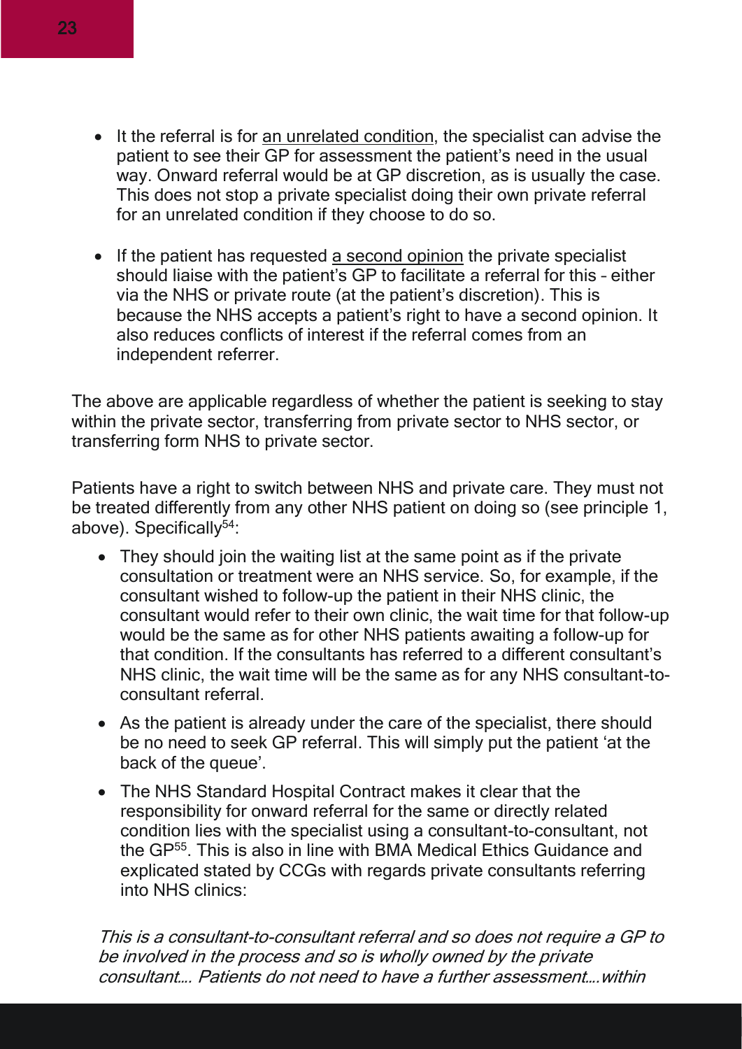- It the referral is for an unrelated condition, the specialist can advise the patient to see their GP for assessment the patient's need in the usual way. Onward referral would be at GP discretion, as is usually the case. This does not stop a private specialist doing their own private referral for an unrelated condition if they choose to do so.

- If the patient has requested a second opinion the private specialist should liaise with the patient's GP to facilitate a referral for this – either via the NHS or private route (at the patient's discretion). This is because the NHS accepts a patient's right to have a second opinion. It also reduces conflicts of interest if the referral comes from an independent referrer.

The above are applicable regardless of whether the patient is seeking to stay within the private sector, transferring from private sector to NHS sector, or transferring form NHS to private sector.

Patients have a right to switch between NHS and private care. They must not be treated differently from any other NHS patient on doing so (see principle 1, above). Specifically[54]:

- They should join the waiting list at the same point as if the private consultation or treatment were an NHS service. So, for example, if the consultant wished to follow-up the patient in their NHS clinic, the consultant would refer to their own clinic, the wait time for that follow-up would be the same as for other NHS patients awaiting a follow-up for that condition. If the consultants has referred to a different consultant's NHS clinic, the wait time will be the same as for any NHS consultant-to-consultant referral.
- As the patient is already under the care of the specialist, there should be no need to seek GP referral. This will simply put the patient 'at the back of the queue'.
- The NHS Standard Hospital Contract makes it clear that the responsibility for onward referral for the same or directly related condition lies with the specialist using a consultant-to-consultant, not the GP[55]. This is also in line with BMA Medical Ethics Guidance and explicated stated by CCGs with regards private consultants referring into NHS clinics:

*This is a consultant-to-consultant referral and so does not require a GP to be involved in the process and so is wholly owned by the private consultant…. Patients do not need to have a further assessment….within*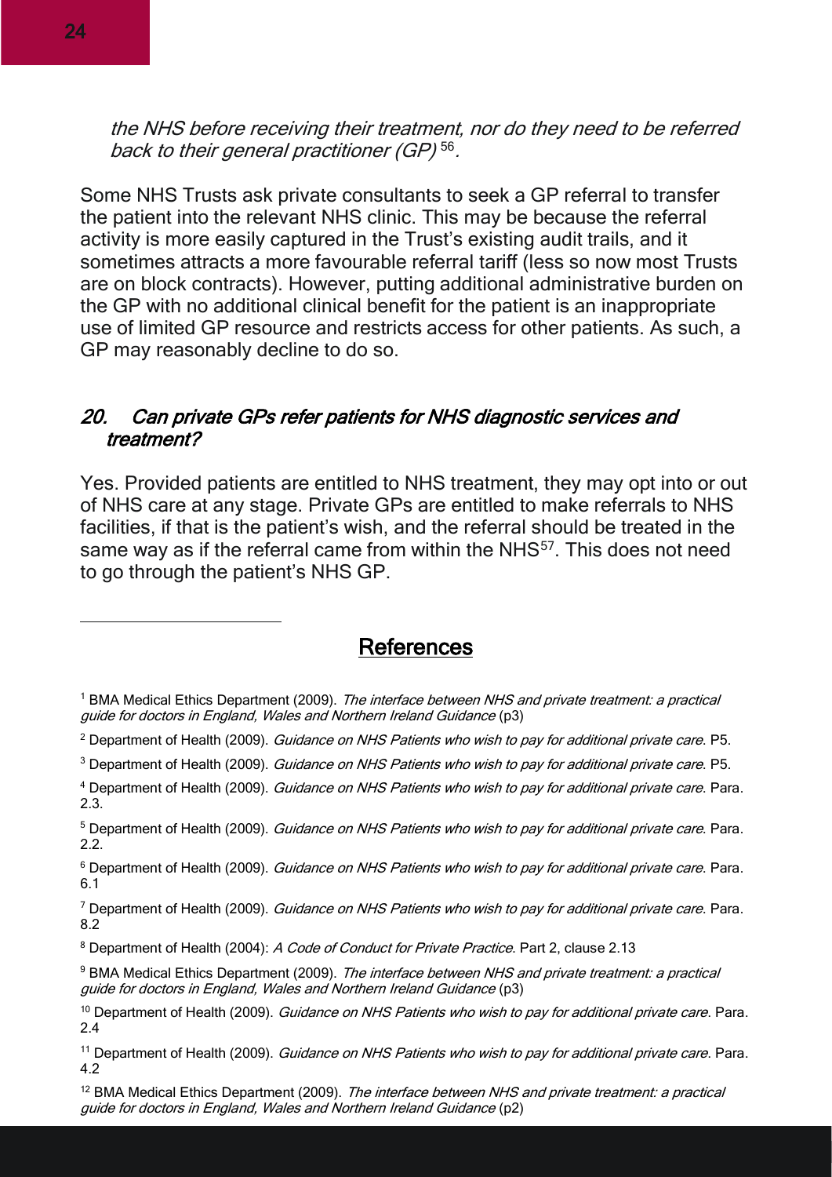*the NHS before receiving their treatment, nor do they need to be referred back to their general practitioner (GP)*[56].

Some NHS Trusts ask private consultants to seek a GP referral to transfer the patient into the relevant NHS clinic. This may be because the referral activity is more easily captured in the Trust's existing audit trails, and it sometimes attracts a more favourable referral tariff (less so now most Trusts are on block contracts). However, putting additional administrative burden on the GP with no additional clinical benefit for the patient is an inappropriate use of limited GP resource and restricts access for other patients. As such, a GP may reasonably decline to do so.

### *20. Can private GPs refer patients for NHS diagnostic services and treatment?*

Yes. Provided patients are entitled to NHS treatment, they may opt into or out of NHS care at any stage. Private GPs are entitled to make referrals to NHS facilities, if that is the patient's wish, and the referral should be treated in the same way as if the referral came from within the NHS[57]. This does not need to go through the patient's NHS GP.

## References

[1] BMA Medical Ethics Department (2009). *The interface between NHS and private treatment: a practical guide for doctors in England, Wales and Northern Ireland Guidance* (p3)

[2] Department of Health (2009). *Guidance on NHS Patients who wish to pay for additional private care*. P5.

[3] Department of Health (2009). *Guidance on NHS Patients who wish to pay for additional private care*. P5.

[4] Department of Health (2009). *Guidance on NHS Patients who wish to pay for additional private care*. Para. 2.3.

[5] Department of Health (2009). *Guidance on NHS Patients who wish to pay for additional private care*. Para. 2.2.

[6] Department of Health (2009). *Guidance on NHS Patients who wish to pay for additional private care*. Para. 6.1

[7] Department of Health (2009). *Guidance on NHS Patients who wish to pay for additional private care*. Para. 8.2

[8] Department of Health (2004): *A Code of Conduct for Private Practice*. Part 2, clause 2.13

[9] BMA Medical Ethics Department (2009). *The interface between NHS and private treatment: a practical guide for doctors in England, Wales and Northern Ireland Guidance* (p3)

[10] Department of Health (2009). *Guidance on NHS Patients who wish to pay for additional private care*. Para. 2.4

[11] Department of Health (2009). *Guidance on NHS Patients who wish to pay for additional private care*. Para. 4.2

[12] BMA Medical Ethics Department (2009). *The interface between NHS and private treatment: a practical guide for doctors in England, Wales and Northern Ireland Guidance* (p2)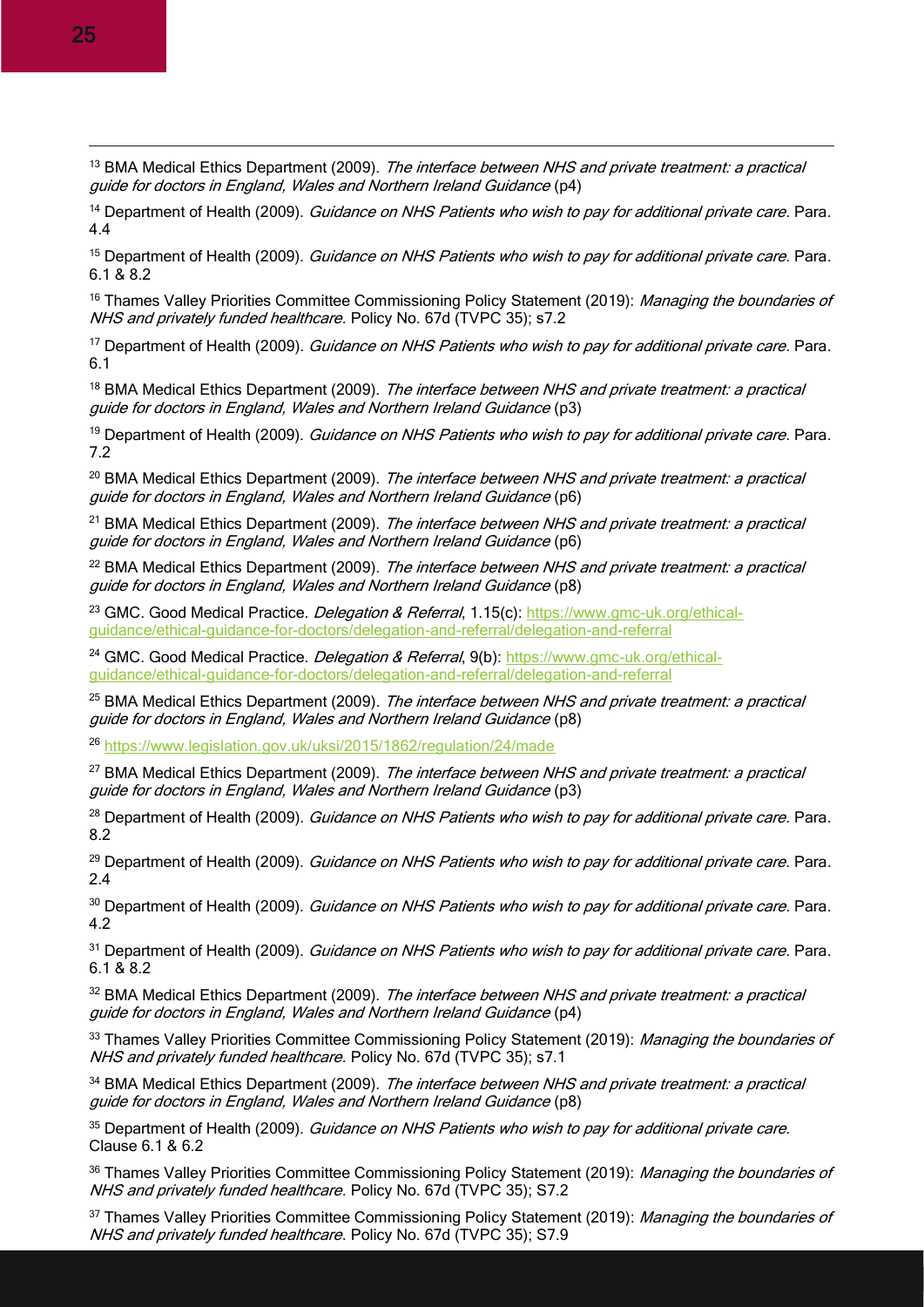[13] BMA Medical Ethics Department (2009). *The interface between NHS and private treatment: a practical guide for doctors in England, Wales and Northern Ireland Guidance* (p4)

[14] Department of Health (2009). *Guidance on NHS Patients who wish to pay for additional private care*. Para. 4.4

[15] Department of Health (2009). *Guidance on NHS Patients who wish to pay for additional private care*. Para. 6.1 & 8.2

[16] Thames Valley Priorities Committee Commissioning Policy Statement (2019): *Managing the boundaries of NHS and privately funded healthcare*. Policy No. 67d (TVPC 35); s7.2

[17] Department of Health (2009). *Guidance on NHS Patients who wish to pay for additional private care*. Para. 6.1

[18] BMA Medical Ethics Department (2009). *The interface between NHS and private treatment: a practical guide for doctors in England, Wales and Northern Ireland Guidance* (p3)

[19] Department of Health (2009). *Guidance on NHS Patients who wish to pay for additional private care*. Para. 7.2

[20] BMA Medical Ethics Department (2009). *The interface between NHS and private treatment: a practical guide for doctors in England, Wales and Northern Ireland Guidance* (p6)

[21] BMA Medical Ethics Department (2009). *The interface between NHS and private treatment: a practical guide for doctors in England, Wales and Northern Ireland Guidance* (p6)

[22] BMA Medical Ethics Department (2009). *The interface between NHS and private treatment: a practical guide for doctors in England, Wales and Northern Ireland Guidance* (p8)

[23] GMC. Good Medical Practice. *Delegation & Referral*, 1.15(c): https://www.gmc-uk.org/ethical-guidance/ethical-guidance-for-doctors/delegation-and-referral/delegation-and-referral

[24] GMC. Good Medical Practice. *Delegation & Referral*, 9(b): https://www.gmc-uk.org/ethical-guidance/ethical-guidance-for-doctors/delegation-and-referral/delegation-and-referral

[25] BMA Medical Ethics Department (2009). *The interface between NHS and private treatment: a practical guide for doctors in England, Wales and Northern Ireland Guidance* (p8)

[26] https://www.legislation.gov.uk/uksi/2015/1862/regulation/24/made

[27] BMA Medical Ethics Department (2009). *The interface between NHS and private treatment: a practical guide for doctors in England, Wales and Northern Ireland Guidance* (p3)

[28] Department of Health (2009). *Guidance on NHS Patients who wish to pay for additional private care*. Para. 8.2

[29] Department of Health (2009). *Guidance on NHS Patients who wish to pay for additional private care*. Para. 2.4

[30] Department of Health (2009). *Guidance on NHS Patients who wish to pay for additional private care*. Para. 4.2

[31] Department of Health (2009). *Guidance on NHS Patients who wish to pay for additional private care*. Para. 6.1 & 8.2

[32] BMA Medical Ethics Department (2009). *The interface between NHS and private treatment: a practical guide for doctors in England, Wales and Northern Ireland Guidance* (p4)

[33] Thames Valley Priorities Committee Commissioning Policy Statement (2019): *Managing the boundaries of NHS and privately funded healthcare*. Policy No. 67d (TVPC 35); s7.1

[34] BMA Medical Ethics Department (2009). *The interface between NHS and private treatment: a practical guide for doctors in England, Wales and Northern Ireland Guidance* (p8)

[35] Department of Health (2009). *Guidance on NHS Patients who wish to pay for additional private care*. Clause 6.1 & 6.2

[36] Thames Valley Priorities Committee Commissioning Policy Statement (2019): *Managing the boundaries of NHS and privately funded healthcare*. Policy No. 67d (TVPC 35); S7.2

[37] Thames Valley Priorities Committee Commissioning Policy Statement (2019): *Managing the boundaries of NHS and privately funded healthcare*. Policy No. 67d (TVPC 35); S7.9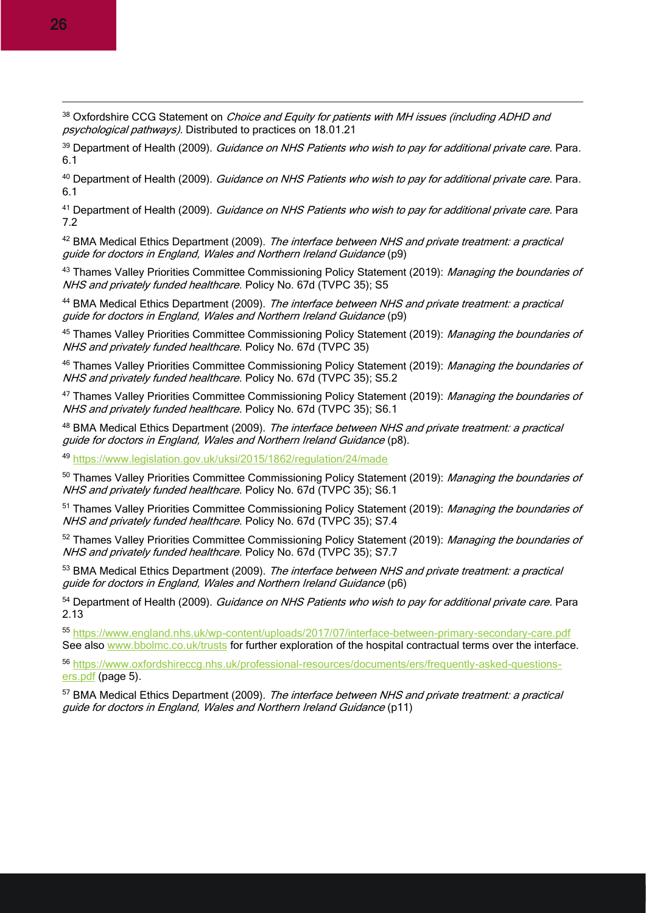[38] Oxfordshire CCG Statement on *Choice and Equity for patients with MH issues (including ADHD and psychological pathways)*. Distributed to practices on 18.01.21

[39] Department of Health (2009). *Guidance on NHS Patients who wish to pay for additional private care*. Para. 6.1

[40] Department of Health (2009). *Guidance on NHS Patients who wish to pay for additional private care*. Para. 6.1

[41] Department of Health (2009). *Guidance on NHS Patients who wish to pay for additional private care*. Para 7.2

[42] BMA Medical Ethics Department (2009). *The interface between NHS and private treatment: a practical guide for doctors in England, Wales and Northern Ireland Guidance* (p9)

[43] Thames Valley Priorities Committee Commissioning Policy Statement (2019): *Managing the boundaries of NHS and privately funded healthcare*. Policy No. 67d (TVPC 35); S5

[44] BMA Medical Ethics Department (2009). *The interface between NHS and private treatment: a practical guide for doctors in England, Wales and Northern Ireland Guidance* (p9)

[45] Thames Valley Priorities Committee Commissioning Policy Statement (2019): *Managing the boundaries of NHS and privately funded healthcare*. Policy No. 67d (TVPC 35)

[46] Thames Valley Priorities Committee Commissioning Policy Statement (2019): *Managing the boundaries of NHS and privately funded healthcare*. Policy No. 67d (TVPC 35); S5.2

[47] Thames Valley Priorities Committee Commissioning Policy Statement (2019): *Managing the boundaries of NHS and privately funded healthcare*. Policy No. 67d (TVPC 35); S6.1

[48] BMA Medical Ethics Department (2009). *The interface between NHS and private treatment: a practical guide for doctors in England, Wales and Northern Ireland Guidance* (p8).

[49] https://www.legislation.gov.uk/uksi/2015/1862/regulation/24/made

[50] Thames Valley Priorities Committee Commissioning Policy Statement (2019): *Managing the boundaries of NHS and privately funded healthcare*. Policy No. 67d (TVPC 35); S6.1

[51] Thames Valley Priorities Committee Commissioning Policy Statement (2019): *Managing the boundaries of NHS and privately funded healthcare*. Policy No. 67d (TVPC 35); S7.4

[52] Thames Valley Priorities Committee Commissioning Policy Statement (2019): *Managing the boundaries of NHS and privately funded healthcare*. Policy No. 67d (TVPC 35); S7.7

[53] BMA Medical Ethics Department (2009). *The interface between NHS and private treatment: a practical guide for doctors in England, Wales and Northern Ireland Guidance* (p6)

[54] Department of Health (2009). *Guidance on NHS Patients who wish to pay for additional private care*. Para 2.13

[55] https://www.england.nhs.uk/wp-content/uploads/2017/07/interface-between-primary-secondary-care.pdf See also www.bbolmc.co.uk/trusts for further exploration of the hospital contractual terms over the interface.

[56] https://www.oxfordshireccg.nhs.uk/professional-resources/documents/ers/frequently-asked-questions-ers.pdf (page 5).

[57] BMA Medical Ethics Department (2009). *The interface between NHS and private treatment: a practical guide for doctors in England, Wales and Northern Ireland Guidance* (p11)